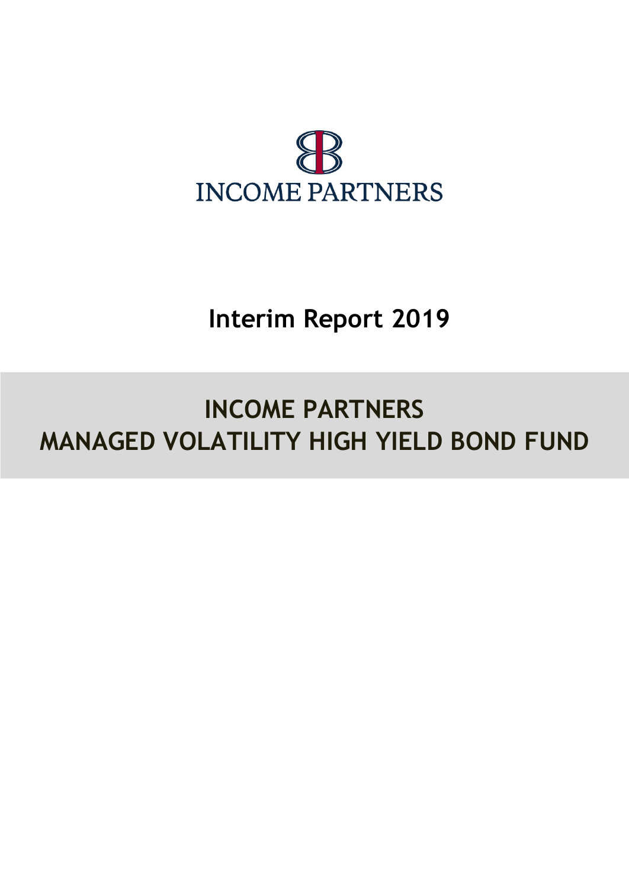INCOME PARTNERS

# Interim Report 2019

# INCOME PARTNERS MANAGED VOLATILITY HIGH YIELD BOND FUND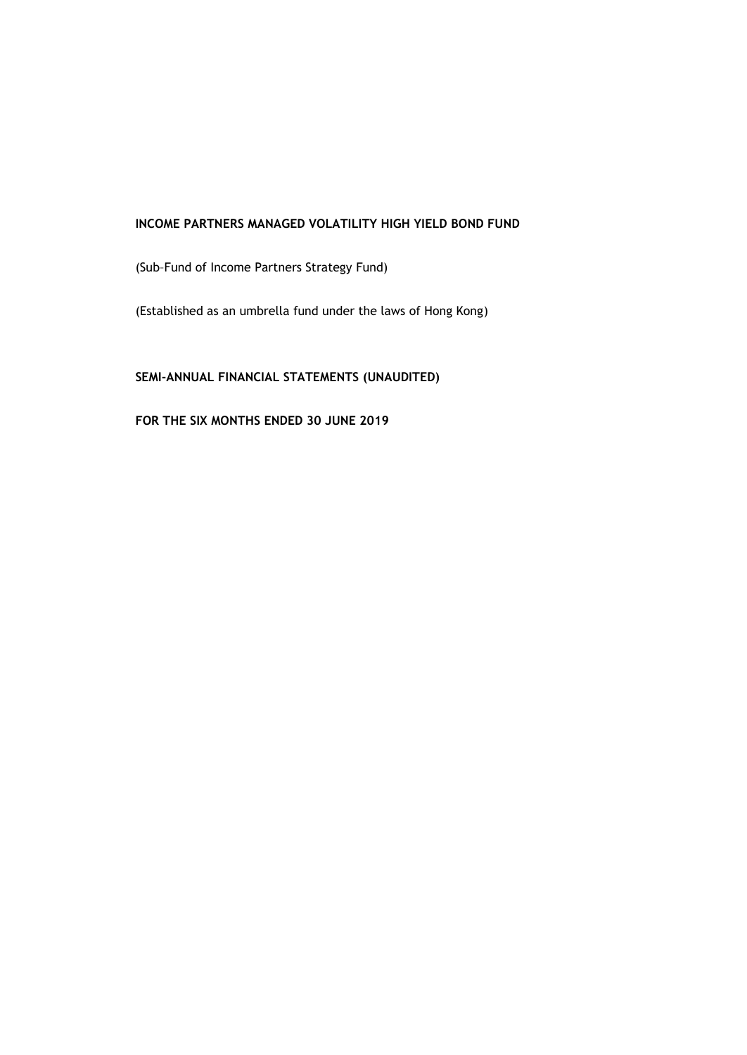**INCOME PARTNERS MANAGED VOLATILITY HIGH YIELD BOND FUND**

(Sub–Fund of Income Partners Strategy Fund)

(Established as an umbrella fund under the laws of Hong Kong)

**SEMI-ANNUAL FINANCIAL STATEMENTS (UNAUDITED)**

**FOR THE SIX MONTHS ENDED 30 JUNE 2019**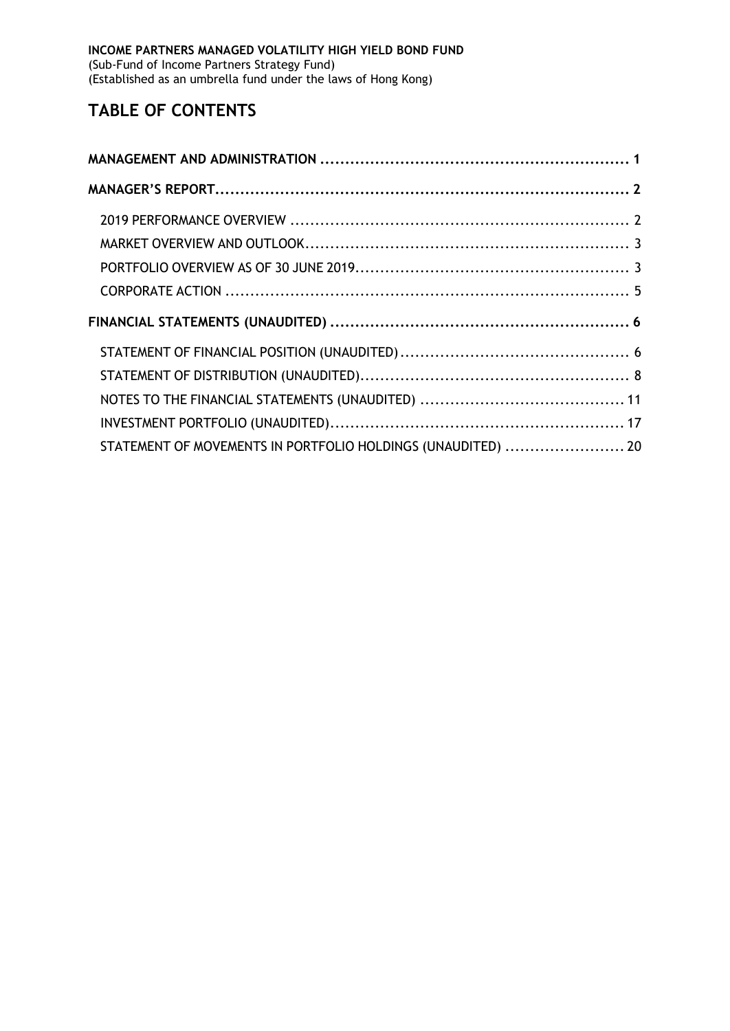**INCOME PARTNERS MANAGED VOLATILITY HIGH YIELD BOND FUND**
(Sub-Fund of Income Partners Strategy Fund)
(Established as an umbrella fund under the laws of Hong Kong)

# TABLE OF CONTENTS

**MANAGEMENT AND ADMINISTRATION ............................................................ 1**

**MANAGER'S REPORT.................................................................................. 2**

- 2019 PERFORMANCE OVERVIEW .................................................................. 2
- MARKET OVERVIEW AND OUTLOOK................................................................ 3
- PORTFOLIO OVERVIEW AS OF 30 JUNE 2019...................................................... 3
- CORPORATE ACTION ................................................................................ 5

**FINANCIAL STATEMENTS (UNAUDITED) ........................................................... 6**

- STATEMENT OF FINANCIAL POSITION (UNAUDITED)............................................. 6
- STATEMENT OF DISTRIBUTION (UNAUDITED)..................................................... 8
- NOTES TO THE FINANCIAL STATEMENTS (UNAUDITED) ........................................ 11
- INVESTMENT PORTFOLIO (UNAUDITED)........................................................... 17
- STATEMENT OF MOVEMENTS IN PORTFOLIO HOLDINGS (UNAUDITED) ....................... 20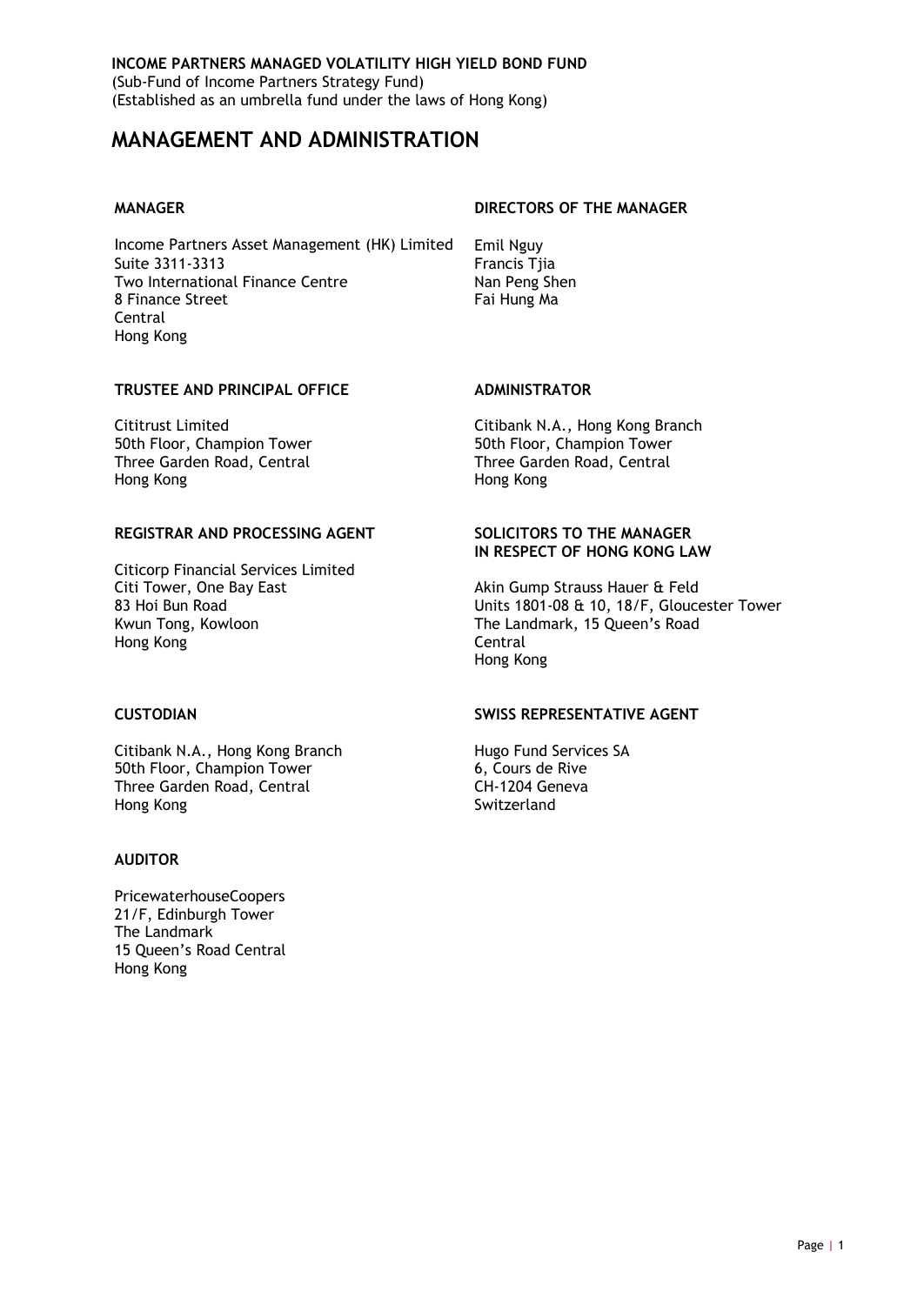**INCOME PARTNERS MANAGED VOLATILITY HIGH YIELD BOND FUND**
(Sub-Fund of Income Partners Strategy Fund)
(Established as an umbrella fund under the laws of Hong Kong)

# MANAGEMENT AND ADMINISTRATION

**MANAGER**

Income Partners Asset Management (HK) Limited
Suite 3311-3313
Two International Finance Centre
8 Finance Street
Central
Hong Kong

**DIRECTORS OF THE MANAGER**

Emil Nguy
Francis Tjia
Nan Peng Shen
Fai Hung Ma

**TRUSTEE AND PRINCIPAL OFFICE**

Cititrust Limited
50th Floor, Champion Tower
Three Garden Road, Central
Hong Kong

**ADMINISTRATOR**

Citibank N.A., Hong Kong Branch
50th Floor, Champion Tower
Three Garden Road, Central
Hong Kong

**REGISTRAR AND PROCESSING AGENT**

Citicorp Financial Services Limited
Citi Tower, One Bay East
83 Hoi Bun Road
Kwun Tong, Kowloon
Hong Kong

**SOLICITORS TO THE MANAGER IN RESPECT OF HONG KONG LAW**

Akin Gump Strauss Hauer & Feld
Units 1801-08 & 10, 18/F, Gloucester Tower
The Landmark, 15 Queen's Road
Central
Hong Kong

**CUSTODIAN**

Citibank N.A., Hong Kong Branch
50th Floor, Champion Tower
Three Garden Road, Central
Hong Kong

**SWISS REPRESENTATIVE AGENT**

Hugo Fund Services SA
6, Cours de Rive
CH-1204 Geneva
Switzerland

**AUDITOR**

PricewaterhouseCoopers
21/F, Edinburgh Tower
The Landmark
15 Queen's Road Central
Hong Kong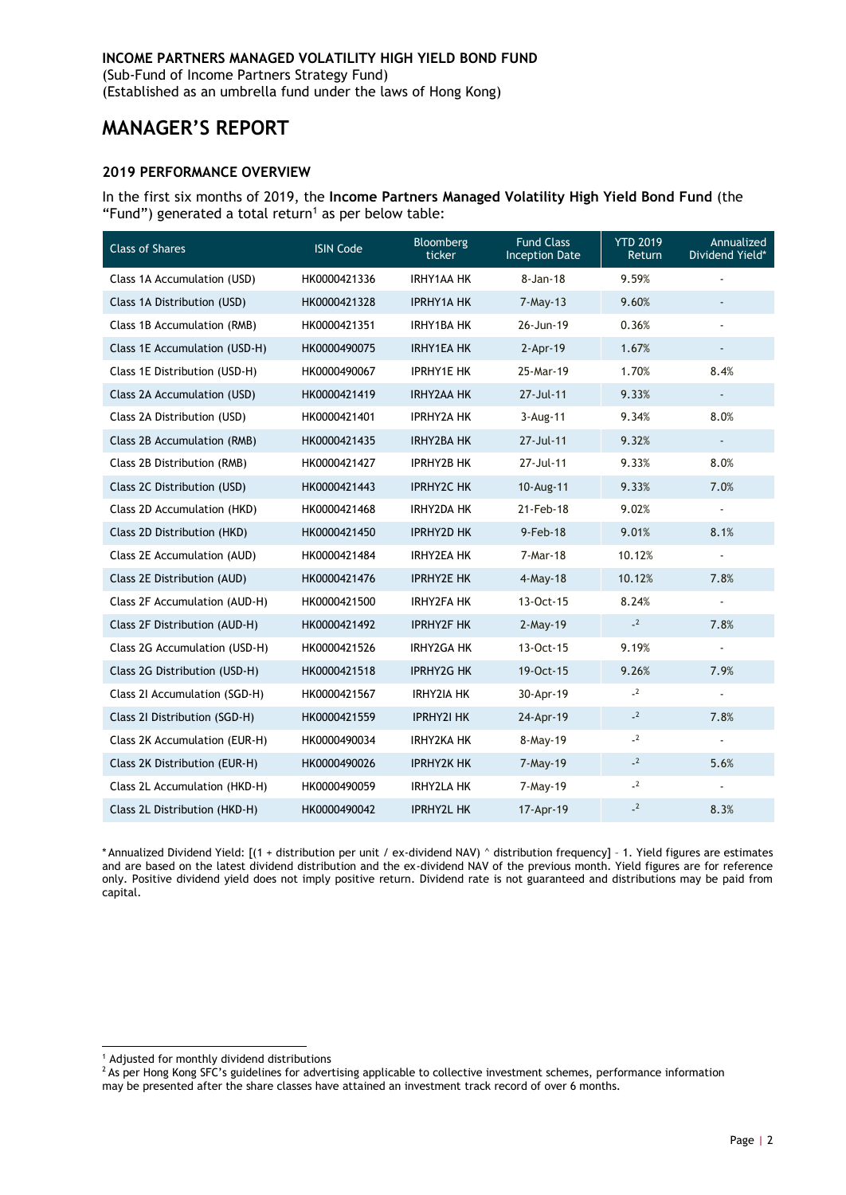**INCOME PARTNERS MANAGED VOLATILITY HIGH YIELD BOND FUND**
(Sub-Fund of Income Partners Strategy Fund)
(Established as an umbrella fund under the laws of Hong Kong)

# MANAGER'S REPORT

### 2019 PERFORMANCE OVERVIEW

In the first six months of 2019, the **Income Partners Managed Volatility High Yield Bond Fund** (the "Fund") generated a total return[1] as per below table:

| Class of Shares | ISIN Code | Bloomberg ticker | Fund Class Inception Date | YTD 2019 Return | Annualized Dividend Yield* |
|---|---|---|---|---|---|
| Class 1A Accumulation (USD) | HK0000421336 | IRHY1AA HK | 8-Jan-18 | 9.59% | - |
| Class 1A Distribution (USD) | HK0000421328 | IPRHY1A HK | 7-May-13 | 9.60% | - |
| Class 1B Accumulation (RMB) | HK0000421351 | IRHY1BA HK | 26-Jun-19 | 0.36% | - |
| Class 1E Accumulation (USD-H) | HK0000490075 | IRHY1EA HK | 2-Apr-19 | 1.67% | - |
| Class 1E Distribution (USD-H) | HK0000490067 | IPRHY1E HK | 25-Mar-19 | 1.70% | 8.4% |
| Class 2A Accumulation (USD) | HK0000421419 | IRHY2AA HK | 27-Jul-11 | 9.33% | - |
| Class 2A Distribution (USD) | HK0000421401 | IPRHY2A HK | 3-Aug-11 | 9.34% | 8.0% |
| Class 2B Accumulation (RMB) | HK0000421435 | IRHY2BA HK | 27-Jul-11 | 9.32% | - |
| Class 2B Distribution (RMB) | HK0000421427 | IPRHY2B HK | 27-Jul-11 | 9.33% | 8.0% |
| Class 2C Distribution (USD) | HK0000421443 | IPRHY2C HK | 10-Aug-11 | 9.33% | 7.0% |
| Class 2D Accumulation (HKD) | HK0000421468 | IRHY2DA HK | 21-Feb-18 | 9.02% | - |
| Class 2D Distribution (HKD) | HK0000421450 | IPRHY2D HK | 9-Feb-18 | 9.01% | 8.1% |
| Class 2E Accumulation (AUD) | HK0000421484 | IRHY2EA HK | 7-Mar-18 | 10.12% | - |
| Class 2E Distribution (AUD) | HK0000421476 | IPRHY2E HK | 4-May-18 | 10.12% | 7.8% |
| Class 2F Accumulation (AUD-H) | HK0000421500 | IRHY2FA HK | 13-Oct-15 | 8.24% | - |
| Class 2F Distribution (AUD-H) | HK0000421492 | IPRHY2F HK | 2-May-19 | -[2] | 7.8% |
| Class 2G Accumulation (USD-H) | HK0000421526 | IRHY2GA HK | 13-Oct-15 | 9.19% | - |
| Class 2G Distribution (USD-H) | HK0000421518 | IPRHY2G HK | 19-Oct-15 | 9.26% | 7.9% |
| Class 2I Accumulation (SGD-H) | HK0000421567 | IRHY2IA HK | 30-Apr-19 | -[2] | - |
| Class 2I Distribution (SGD-H) | HK0000421559 | IPRHY2I HK | 24-Apr-19 | -[2] | 7.8% |
| Class 2K Accumulation (EUR-H) | HK0000490034 | IRHY2KA HK | 8-May-19 | -[2] | - |
| Class 2K Distribution (EUR-H) | HK0000490026 | IPRHY2K HK | 7-May-19 | -[2] | 5.6% |
| Class 2L Accumulation (HKD-H) | HK0000490059 | IRHY2LA HK | 7-May-19 | -[2] | - |
| Class 2L Distribution (HKD-H) | HK0000490042 | IPRHY2L HK | 17-Apr-19 | -[2] | 8.3% |

* Annualized Dividend Yield: [(1 + distribution per unit / ex-dividend NAV) ^ distribution frequency] – 1. Yield figures are estimates and are based on the latest dividend distribution and the ex-dividend NAV of the previous month. Yield figures are for reference only. Positive dividend yield does not imply positive return. Dividend rate is not guaranteed and distributions may be paid from capital.

[1] Adjusted for monthly dividend distributions

[2] As per Hong Kong SFC's guidelines for advertising applicable to collective investment schemes, performance information may be presented after the share classes have attained an investment track record of over 6 months.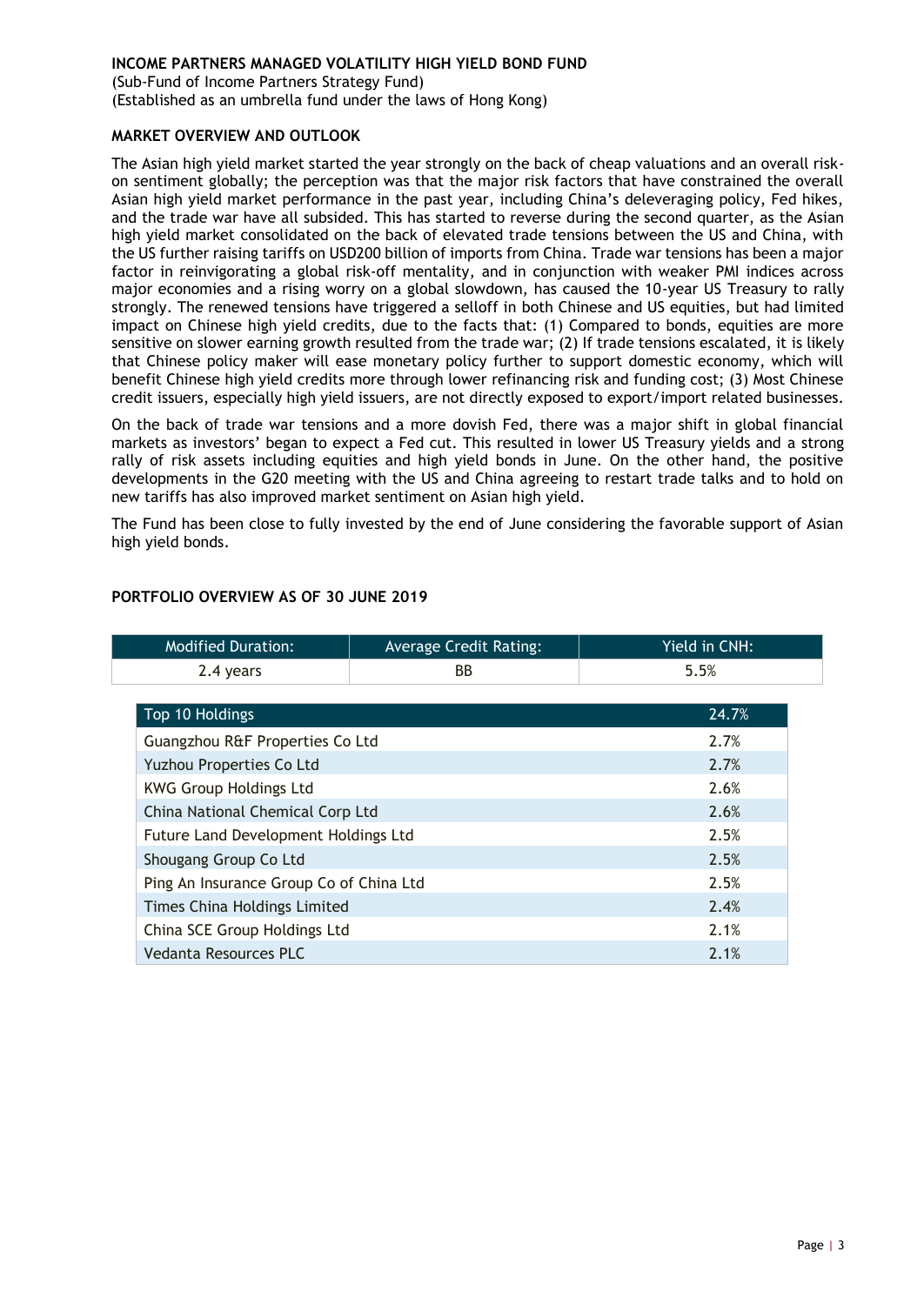**INCOME PARTNERS MANAGED VOLATILITY HIGH YIELD BOND FUND**
(Sub-Fund of Income Partners Strategy Fund)
(Established as an umbrella fund under the laws of Hong Kong)

## MARKET OVERVIEW AND OUTLOOK

The Asian high yield market started the year strongly on the back of cheap valuations and an overall risk-on sentiment globally; the perception was that the major risk factors that have constrained the overall Asian high yield market performance in the past year, including China's deleveraging policy, Fed hikes, and the trade war have all subsided. This has started to reverse during the second quarter, as the Asian high yield market consolidated on the back of elevated trade tensions between the US and China, with the US further raising tariffs on USD200 billion of imports from China. Trade war tensions has been a major factor in reinvigorating a global risk-off mentality, and in conjunction with weaker PMI indices across major economies and a rising worry on a global slowdown, has caused the 10-year US Treasury to rally strongly. The renewed tensions have triggered a selloff in both Chinese and US equities, but had limited impact on Chinese high yield credits, due to the facts that: (1) Compared to bonds, equities are more sensitive on slower earning growth resulted from the trade war; (2) If trade tensions escalated, it is likely that Chinese policy maker will ease monetary policy further to support domestic economy, which will benefit Chinese high yield credits more through lower refinancing risk and funding cost; (3) Most Chinese credit issuers, especially high yield issuers, are not directly exposed to export/import related businesses.

On the back of trade war tensions and a more dovish Fed, there was a major shift in global financial markets as investors' began to expect a Fed cut. This resulted in lower US Treasury yields and a strong rally of risk assets including equities and high yield bonds in June. On the other hand, the positive developments in the G20 meeting with the US and China agreeing to restart trade talks and to hold on new tariffs has also improved market sentiment on Asian high yield.

The Fund has been close to fully invested by the end of June considering the favorable support of Asian high yield bonds.

## PORTFOLIO OVERVIEW AS OF 30 JUNE 2019

| Modified Duration: | Average Credit Rating: | Yield in CNH: |
|---|---|---|
| 2.4 years | BB | 5.5% |

| Top 10 Holdings | 24.7% |
|---|---|
| Guangzhou R&F Properties Co Ltd | 2.7% |
| Yuzhou Properties Co Ltd | 2.7% |
| KWG Group Holdings Ltd | 2.6% |
| China National Chemical Corp Ltd | 2.6% |
| Future Land Development Holdings Ltd | 2.5% |
| Shougang Group Co Ltd | 2.5% |
| Ping An Insurance Group Co of China Ltd | 2.5% |
| Times China Holdings Limited | 2.4% |
| China SCE Group Holdings Ltd | 2.1% |
| Vedanta Resources PLC | 2.1% |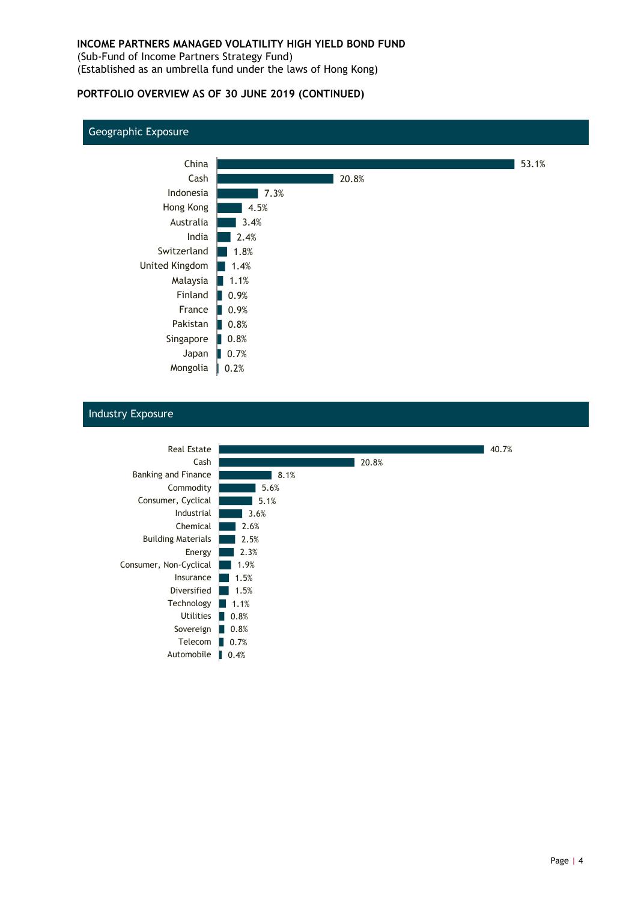**INCOME PARTNERS MANAGED VOLATILITY HIGH YIELD BOND FUND**
(Sub-Fund of Income Partners Strategy Fund)
(Established as an umbrella fund under the laws of Hong Kong)

**PORTFOLIO OVERVIEW AS OF 30 JUNE 2019 (CONTINUED)**

## Geographic Exposure

| Country | Exposure |
|---|---|
| China | 53.1% |
| Cash | 20.8% |
| Indonesia | 7.3% |
| Hong Kong | 4.5% |
| Australia | 3.4% |
| India | 2.4% |
| Switzerland | 1.8% |
| United Kingdom | 1.4% |
| Malaysia | 1.1% |
| Finland | 0.9% |
| France | 0.9% |
| Pakistan | 0.8% |
| Singapore | 0.8% |
| Japan | 0.7% |
| Mongolia | 0.2% |

## Industry Exposure

| Industry | Exposure |
|---|---|
| Real Estate | 40.7% |
| Cash | 20.8% |
| Banking and Finance | 8.1% |
| Commodity | 5.6% |
| Consumer, Cyclical | 5.1% |
| Industrial | 3.6% |
| Chemical | 2.6% |
| Building Materials | 2.5% |
| Energy | 2.3% |
| Consumer, Non-Cyclical | 1.9% |
| Insurance | 1.5% |
| Diversified | 1.5% |
| Technology | 1.1% |
| Utilities | 0.8% |
| Sovereign | 0.8% |
| Telecom | 0.7% |
| Automobile | 0.4% |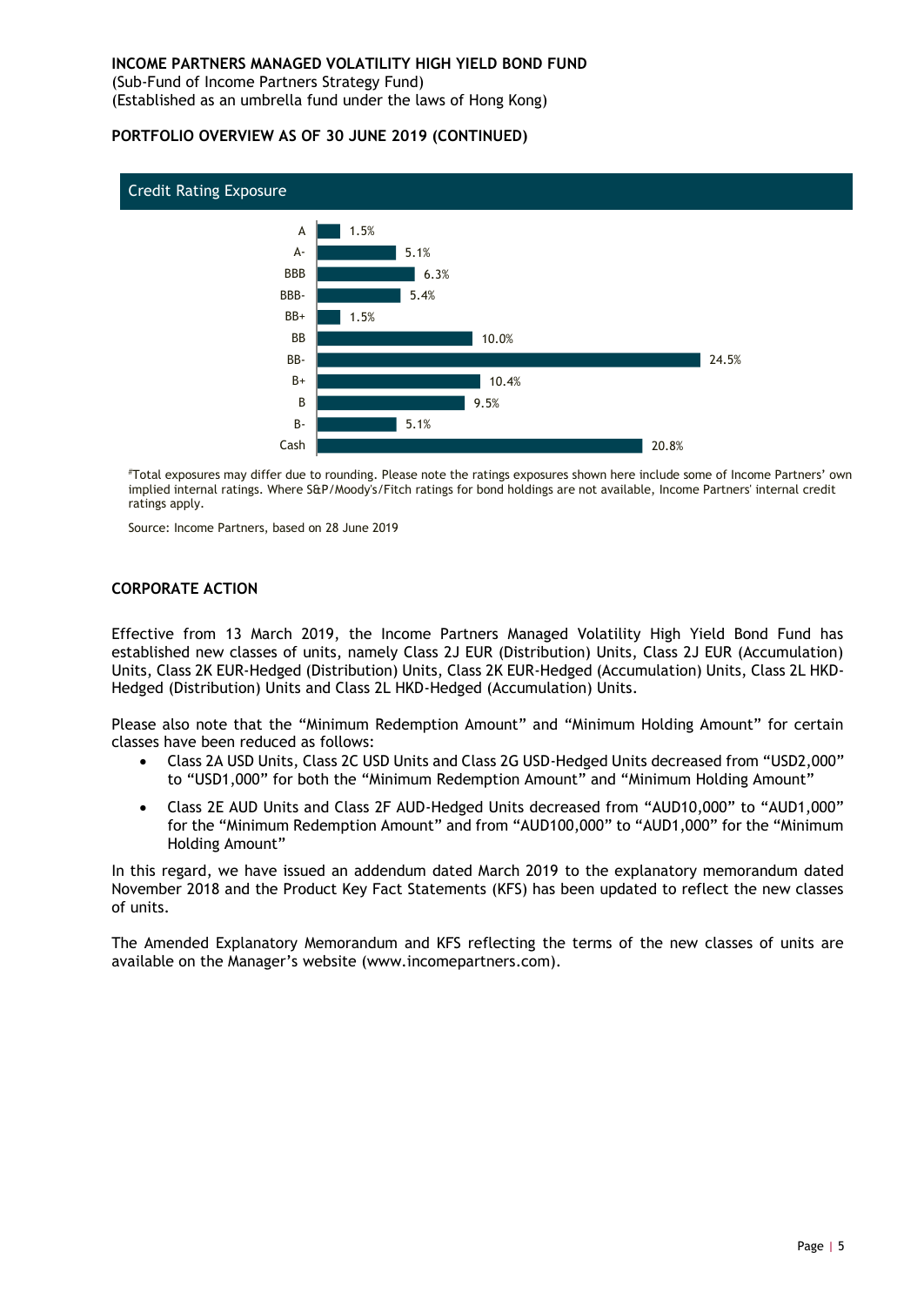**INCOME PARTNERS MANAGED VOLATILITY HIGH YIELD BOND FUND**
(Sub-Fund of Income Partners Strategy Fund)
(Established as an umbrella fund under the laws of Hong Kong)

**PORTFOLIO OVERVIEW AS OF 30 JUNE 2019 (CONTINUED)**

## Credit Rating Exposure

| Rating | Exposure |
|---|---|
| A | 1.5% |
| A- | 5.1% |
| BBB | 6.3% |
| BBB- | 5.4% |
| BB+ | 1.5% |
| BB | 10.0% |
| BB- | 24.5% |
| B+ | 10.4% |
| B | 9.5% |
| B- | 5.1% |
| Cash | 20.8% |

#Total exposures may differ due to rounding. Please note the ratings exposures shown here include some of Income Partners' own implied internal ratings. Where S&P/Moody's/Fitch ratings for bond holdings are not available, Income Partners' internal credit ratings apply.

Source: Income Partners, based on 28 June 2019

**CORPORATE ACTION**

Effective from 13 March 2019, the Income Partners Managed Volatility High Yield Bond Fund has established new classes of units, namely Class 2J EUR (Distribution) Units, Class 2J EUR (Accumulation) Units, Class 2K EUR-Hedged (Distribution) Units, Class 2K EUR-Hedged (Accumulation) Units, Class 2L HKD-Hedged (Distribution) Units and Class 2L HKD-Hedged (Accumulation) Units.

Please also note that the "Minimum Redemption Amount" and "Minimum Holding Amount" for certain classes have been reduced as follows:

- Class 2A USD Units, Class 2C USD Units and Class 2G USD-Hedged Units decreased from "USD2,000" to "USD1,000" for both the "Minimum Redemption Amount" and "Minimum Holding Amount"
- Class 2E AUD Units and Class 2F AUD-Hedged Units decreased from "AUD10,000" to "AUD1,000" for the "Minimum Redemption Amount" and from "AUD100,000" to "AUD1,000" for the "Minimum Holding Amount"

In this regard, we have issued an addendum dated March 2019 to the explanatory memorandum dated November 2018 and the Product Key Fact Statements (KFS) has been updated to reflect the new classes of units.

The Amended Explanatory Memorandum and KFS reflecting the terms of the new classes of units are available on the Manager's website (www.incomepartners.com).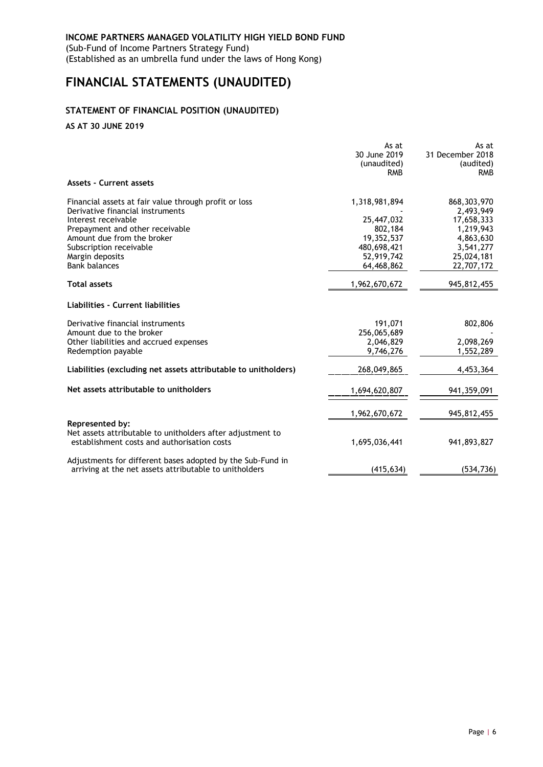**INCOME PARTNERS MANAGED VOLATILITY HIGH YIELD BOND FUND**
(Sub-Fund of Income Partners Strategy Fund)
(Established as an umbrella fund under the laws of Hong Kong)

# FINANCIAL STATEMENTS (UNAUDITED)

## STATEMENT OF FINANCIAL POSITION (UNAUDITED)

**AS AT 30 JUNE 2019**

| | As at 30 June 2019 (unaudited) RMB | As at 31 December 2018 (audited) RMB |
|---|---|---|
| **Assets - Current assets** | | |
| Financial assets at fair value through profit or loss | 1,318,981,894 | 868,303,970 |
| Derivative financial instruments | - | 2,493,949 |
| Interest receivable | 25,447,032 | 17,658,333 |
| Prepayment and other receivable | 802,184 | 1,219,943 |
| Amount due from the broker | 19,352,537 | 4,863,630 |
| Subscription receivable | 480,698,421 | 3,541,277 |
| Margin deposits | 52,919,742 | 25,024,181 |
| Bank balances | 64,468,862 | 22,707,172 |
| **Total assets** | 1,962,670,672 | 945,812,455 |
| **Liabilities - Current liabilities** | | |
| Derivative financial instruments | 191,071 | 802,806 |
| Amount due to the broker | 256,065,689 | - |
| Other liabilities and accrued expenses | 2,046,829 | 2,098,269 |
| Redemption payable | 9,746,276 | 1,552,289 |
| **Liabilities (excluding net assets attributable to unitholders)** | 268,049,865 | 4,453,364 |
| **Net assets attributable to unitholders** | 1,694,620,807 | 941,359,091 |
| | 1,962,670,672 | 945,812,455 |
| **Represented by:** | | |
| Net assets attributable to unitholders after adjustment to establishment costs and authorisation costs | 1,695,036,441 | 941,893,827 |
| Adjustments for different bases adopted by the Sub-Fund in arriving at the net assets attributable to unitholders | (415,634) | (534,736) |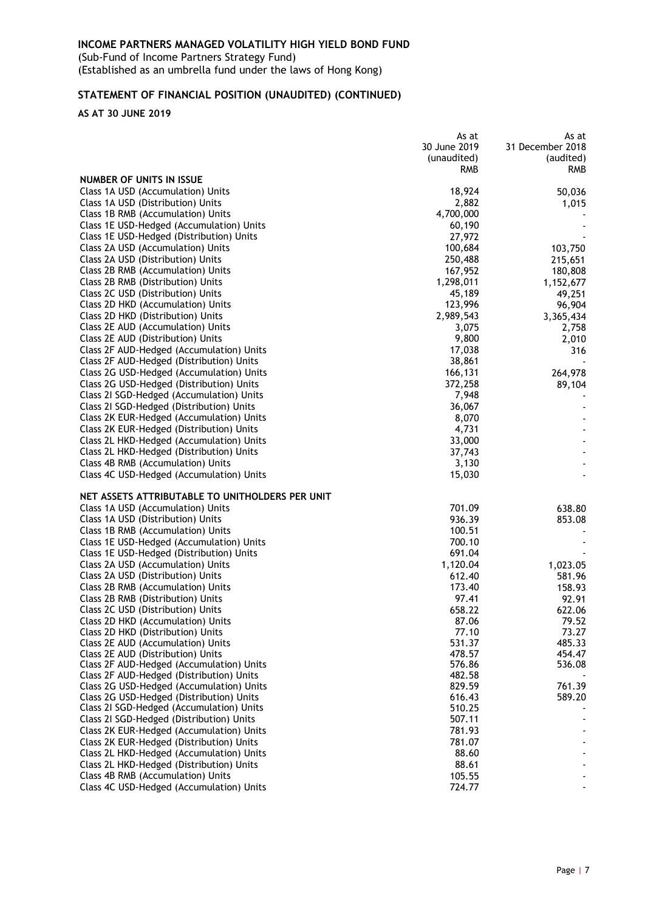**INCOME PARTNERS MANAGED VOLATILITY HIGH YIELD BOND FUND**

(Sub-Fund of Income Partners Strategy Fund)
(Established as an umbrella fund under the laws of Hong Kong)

## STATEMENT OF FINANCIAL POSITION (UNAUDITED) (CONTINUED)

**AS AT 30 JUNE 2019**

| | As at 30 June 2019 (unaudited) RMB | As at 31 December 2018 (audited) RMB |
|---|---|---|
| **NUMBER OF UNITS IN ISSUE** | | |
| Class 1A USD (Accumulation) Units | 18,924 | 50,036 |
| Class 1A USD (Distribution) Units | 2,882 | 1,015 |
| Class 1B RMB (Accumulation) Units | 4,700,000 | - |
| Class 1E USD-Hedged (Accumulation) Units | 60,190 | - |
| Class 1E USD-Hedged (Distribution) Units | 27,972 | - |
| Class 2A USD (Accumulation) Units | 100,684 | 103,750 |
| Class 2A USD (Distribution) Units | 250,488 | 215,651 |
| Class 2B RMB (Accumulation) Units | 167,952 | 180,808 |
| Class 2B RMB (Distribution) Units | 1,298,011 | 1,152,677 |
| Class 2C USD (Distribution) Units | 45,189 | 49,251 |
| Class 2D HKD (Accumulation) Units | 123,996 | 96,904 |
| Class 2D HKD (Distribution) Units | 2,989,543 | 3,365,434 |
| Class 2E AUD (Accumulation) Units | 3,075 | 2,758 |
| Class 2E AUD (Distribution) Units | 9,800 | 2,010 |
| Class 2F AUD-Hedged (Accumulation) Units | 17,038 | 316 |
| Class 2F AUD-Hedged (Distribution) Units | 38,861 | - |
| Class 2G USD-Hedged (Accumulation) Units | 166,131 | 264,978 |
| Class 2G USD-Hedged (Distribution) Units | 372,258 | 89,104 |
| Class 2I SGD-Hedged (Accumulation) Units | 7,948 | - |
| Class 2I SGD-Hedged (Distribution) Units | 36,067 | - |
| Class 2K EUR-Hedged (Accumulation) Units | 8,070 | - |
| Class 2K EUR-Hedged (Distribution) Units | 4,731 | - |
| Class 2L HKD-Hedged (Accumulation) Units | 33,000 | - |
| Class 2L HKD-Hedged (Distribution) Units | 37,743 | - |
| Class 4B RMB (Accumulation) Units | 3,130 | - |
| Class 4C USD-Hedged (Accumulation) Units | 15,030 | - |
| **NET ASSETS ATTRIBUTABLE TO UNITHOLDERS PER UNIT** | | |
| Class 1A USD (Accumulation) Units | 701.09 | 638.80 |
| Class 1A USD (Distribution) Units | 936.39 | 853.08 |
| Class 1B RMB (Accumulation) Units | 100.51 | - |
| Class 1E USD-Hedged (Accumulation) Units | 700.10 | - |
| Class 1E USD-Hedged (Distribution) Units | 691.04 | - |
| Class 2A USD (Accumulation) Units | 1,120.04 | 1,023.05 |
| Class 2A USD (Distribution) Units | 612.40 | 581.96 |
| Class 2B RMB (Accumulation) Units | 173.40 | 158.93 |
| Class 2B RMB (Distribution) Units | 97.41 | 92.91 |
| Class 2C USD (Distribution) Units | 658.22 | 622.06 |
| Class 2D HKD (Accumulation) Units | 87.06 | 79.52 |
| Class 2D HKD (Distribution) Units | 77.10 | 73.27 |
| Class 2E AUD (Accumulation) Units | 531.37 | 485.33 |
| Class 2E AUD (Distribution) Units | 478.57 | 454.47 |
| Class 2F AUD-Hedged (Accumulation) Units | 576.86 | 536.08 |
| Class 2F AUD-Hedged (Distribution) Units | 482.58 | - |
| Class 2G USD-Hedged (Accumulation) Units | 829.59 | 761.39 |
| Class 2G USD-Hedged (Distribution) Units | 616.43 | 589.20 |
| Class 2I SGD-Hedged (Accumulation) Units | 510.25 | - |
| Class 2I SGD-Hedged (Distribution) Units | 507.11 | - |
| Class 2K EUR-Hedged (Accumulation) Units | 781.93 | - |
| Class 2K EUR-Hedged (Distribution) Units | 781.07 | - |
| Class 2L HKD-Hedged (Accumulation) Units | 88.60 | - |
| Class 2L HKD-Hedged (Distribution) Units | 88.61 | - |
| Class 4B RMB (Accumulation) Units | 105.55 | - |
| Class 4C USD-Hedged (Accumulation) Units | 724.77 | - |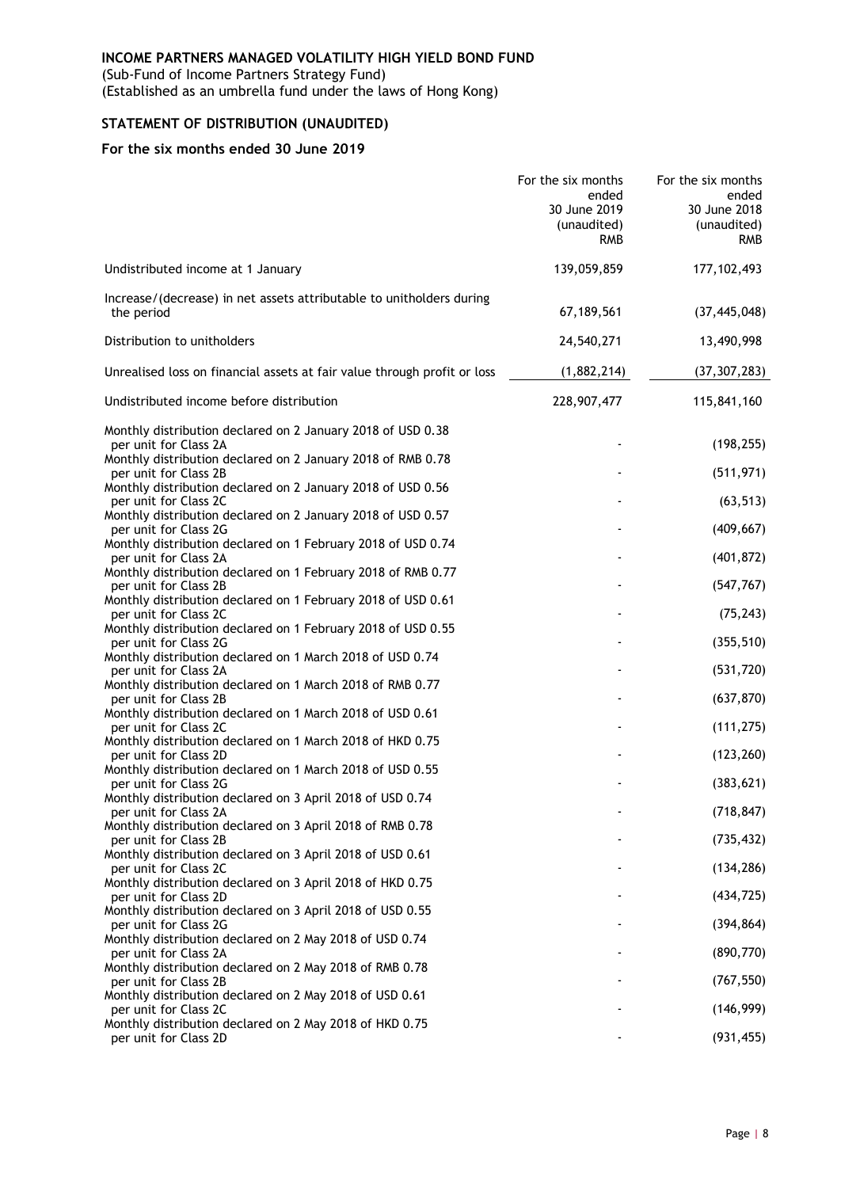**INCOME PARTNERS MANAGED VOLATILITY HIGH YIELD BOND FUND**
(Sub-Fund of Income Partners Strategy Fund)
(Established as an umbrella fund under the laws of Hong Kong)

## STATEMENT OF DISTRIBUTION (UNAUDITED)

### For the six months ended 30 June 2019

| | For the six months ended 30 June 2019 (unaudited) RMB | For the six months ended 30 June 2018 (unaudited) RMB |
|---|---|---|
| Undistributed income at 1 January | 139,059,859 | 177,102,493 |
| Increase/(decrease) in net assets attributable to unitholders during the period | 67,189,561 | (37,445,048) |
| Distribution to unitholders | 24,540,271 | 13,490,998 |
| Unrealised loss on financial assets at fair value through profit or loss | (1,882,214) | (37,307,283) |
| Undistributed income before distribution | 228,907,477 | 115,841,160 |
| Monthly distribution declared on 2 January 2018 of USD 0.38 per unit for Class 2A | - | (198,255) |
| Monthly distribution declared on 2 January 2018 of RMB 0.78 per unit for Class 2B | - | (511,971) |
| Monthly distribution declared on 2 January 2018 of USD 0.56 per unit for Class 2C | - | (63,513) |
| Monthly distribution declared on 2 January 2018 of USD 0.57 per unit for Class 2G | - | (409,667) |
| Monthly distribution declared on 1 February 2018 of USD 0.74 per unit for Class 2A | - | (401,872) |
| Monthly distribution declared on 1 February 2018 of RMB 0.77 per unit for Class 2B | - | (547,767) |
| Monthly distribution declared on 1 February 2018 of USD 0.61 per unit for Class 2C | - | (75,243) |
| Monthly distribution declared on 1 February 2018 of USD 0.55 per unit for Class 2G | - | (355,510) |
| Monthly distribution declared on 1 March 2018 of USD 0.74 per unit for Class 2A | - | (531,720) |
| Monthly distribution declared on 1 March 2018 of RMB 0.77 per unit for Class 2B | - | (637,870) |
| Monthly distribution declared on 1 March 2018 of USD 0.61 per unit for Class 2C | - | (111,275) |
| Monthly distribution declared on 1 March 2018 of HKD 0.75 per unit for Class 2D | - | (123,260) |
| Monthly distribution declared on 1 March 2018 of USD 0.55 per unit for Class 2G | - | (383,621) |
| Monthly distribution declared on 3 April 2018 of USD 0.74 per unit for Class 2A | - | (718,847) |
| Monthly distribution declared on 3 April 2018 of RMB 0.78 per unit for Class 2B | - | (735,432) |
| Monthly distribution declared on 3 April 2018 of USD 0.61 per unit for Class 2C | - | (134,286) |
| Monthly distribution declared on 3 April 2018 of HKD 0.75 per unit for Class 2D | - | (434,725) |
| Monthly distribution declared on 3 April 2018 of USD 0.55 per unit for Class 2G | - | (394,864) |
| Monthly distribution declared on 2 May 2018 of USD 0.74 per unit for Class 2A | - | (890,770) |
| Monthly distribution declared on 2 May 2018 of RMB 0.78 per unit for Class 2B | - | (767,550) |
| Monthly distribution declared on 2 May 2018 of USD 0.61 per unit for Class 2C | - | (146,999) |
| Monthly distribution declared on 2 May 2018 of HKD 0.75 per unit for Class 2D | - | (931,455) |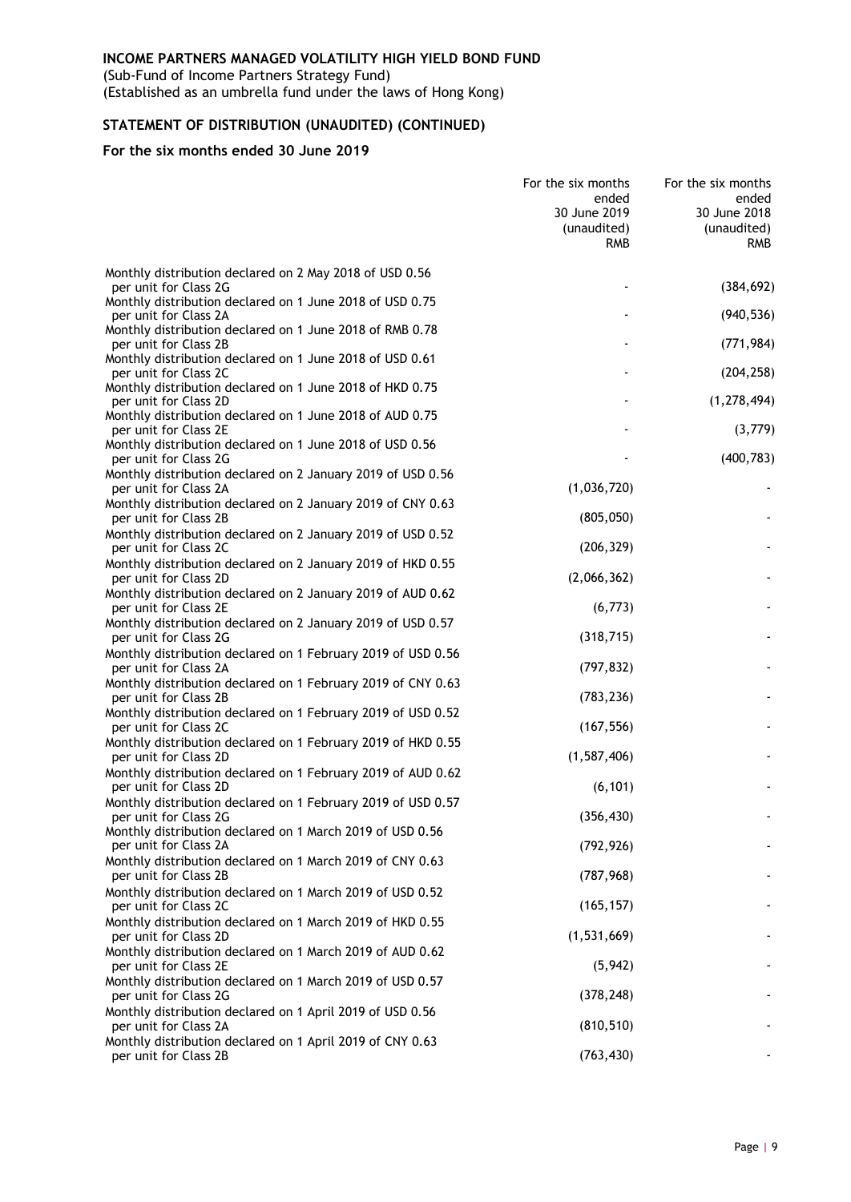**INCOME PARTNERS MANAGED VOLATILITY HIGH YIELD BOND FUND**

(Sub-Fund of Income Partners Strategy Fund)
(Established as an umbrella fund under the laws of Hong Kong)

## STATEMENT OF DISTRIBUTION (UNAUDITED) (CONTINUED)

### For the six months ended 30 June 2019

| | For the six months ended 30 June 2019 (unaudited) RMB | For the six months ended 30 June 2018 (unaudited) RMB |
|---|---|---|
| Monthly distribution declared on 2 May 2018 of USD 0.56 per unit for Class 2G | - | (384,692) |
| Monthly distribution declared on 1 June 2018 of USD 0.75 per unit for Class 2A | - | (940,536) |
| Monthly distribution declared on 1 June 2018 of RMB 0.78 per unit for Class 2B | - | (771,984) |
| Monthly distribution declared on 1 June 2018 of USD 0.61 per unit for Class 2C | - | (204,258) |
| Monthly distribution declared on 1 June 2018 of HKD 0.75 per unit for Class 2D | - | (1,278,494) |
| Monthly distribution declared on 1 June 2018 of AUD 0.75 per unit for Class 2E | - | (3,779) |
| Monthly distribution declared on 1 June 2018 of USD 0.56 per unit for Class 2G | - | (400,783) |
| Monthly distribution declared on 2 January 2019 of USD 0.56 per unit for Class 2A | (1,036,720) | - |
| Monthly distribution declared on 2 January 2019 of CNY 0.63 per unit for Class 2B | (805,050) | - |
| Monthly distribution declared on 2 January 2019 of USD 0.52 per unit for Class 2C | (206,329) | - |
| Monthly distribution declared on 2 January 2019 of HKD 0.55 per unit for Class 2D | (2,066,362) | - |
| Monthly distribution declared on 2 January 2019 of AUD 0.62 per unit for Class 2E | (6,773) | - |
| Monthly distribution declared on 2 January 2019 of USD 0.57 per unit for Class 2G | (318,715) | - |
| Monthly distribution declared on 1 February 2019 of USD 0.56 per unit for Class 2A | (797,832) | - |
| Monthly distribution declared on 1 February 2019 of CNY 0.63 per unit for Class 2B | (783,236) | - |
| Monthly distribution declared on 1 February 2019 of USD 0.52 per unit for Class 2C | (167,556) | - |
| Monthly distribution declared on 1 February 2019 of HKD 0.55 per unit for Class 2D | (1,587,406) | - |
| Monthly distribution declared on 1 February 2019 of AUD 0.62 per unit for Class 2D | (6,101) | - |
| Monthly distribution declared on 1 February 2019 of USD 0.57 per unit for Class 2G | (356,430) | - |
| Monthly distribution declared on 1 March 2019 of USD 0.56 per unit for Class 2A | (792,926) | - |
| Monthly distribution declared on 1 March 2019 of CNY 0.63 per unit for Class 2B | (787,968) | - |
| Monthly distribution declared on 1 March 2019 of USD 0.52 per unit for Class 2C | (165,157) | - |
| Monthly distribution declared on 1 March 2019 of HKD 0.55 per unit for Class 2D | (1,531,669) | - |
| Monthly distribution declared on 1 March 2019 of AUD 0.62 per unit for Class 2E | (5,942) | - |
| Monthly distribution declared on 1 March 2019 of USD 0.57 per unit for Class 2G | (378,248) | - |
| Monthly distribution declared on 1 April 2019 of USD 0.56 per unit for Class 2A | (810,510) | - |
| Monthly distribution declared on 1 April 2019 of CNY 0.63 per unit for Class 2B | (763,430) | - |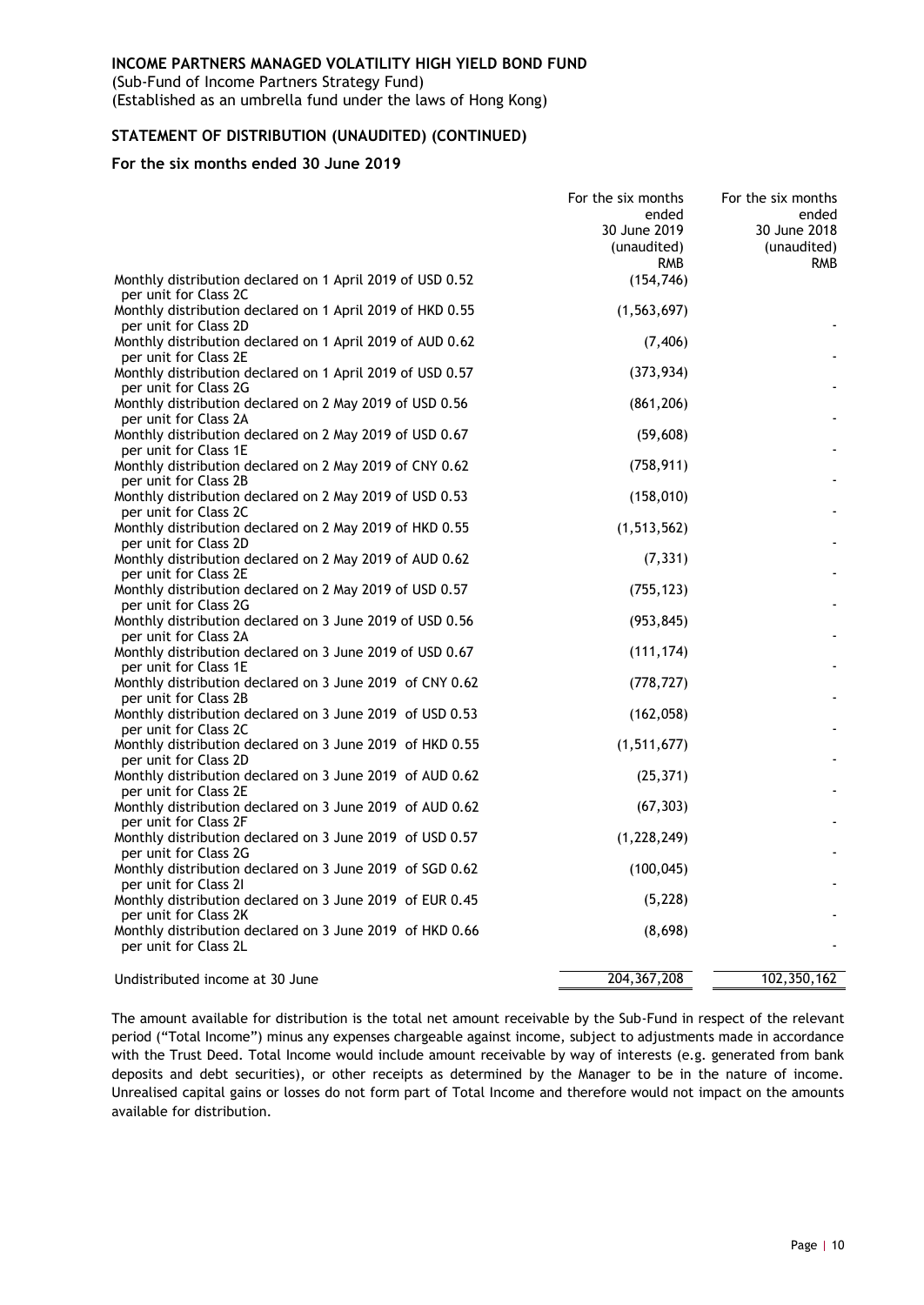**INCOME PARTNERS MANAGED VOLATILITY HIGH YIELD BOND FUND**

(Sub-Fund of Income Partners Strategy Fund)
(Established as an umbrella fund under the laws of Hong Kong)

**STATEMENT OF DISTRIBUTION (UNAUDITED) (CONTINUED)**

**For the six months ended 30 June 2019**

| | For the six months ended 30 June 2019 (unaudited) RMB | For the six months ended 30 June 2018 (unaudited) RMB |
|---|---|---|
| Monthly distribution declared on 1 April 2019 of USD 0.52 per unit for Class 2C | (154,746) | |
| Monthly distribution declared on 1 April 2019 of HKD 0.55 per unit for Class 2D | (1,563,697) | - |
| Monthly distribution declared on 1 April 2019 of AUD 0.62 per unit for Class 2E | (7,406) | - |
| Monthly distribution declared on 1 April 2019 of USD 0.57 per unit for Class 2G | (373,934) | - |
| Monthly distribution declared on 2 May 2019 of USD 0.56 per unit for Class 2A | (861,206) | - |
| Monthly distribution declared on 2 May 2019 of USD 0.67 per unit for Class 1E | (59,608) | - |
| Monthly distribution declared on 2 May 2019 of CNY 0.62 per unit for Class 2B | (758,911) | - |
| Monthly distribution declared on 2 May 2019 of USD 0.53 per unit for Class 2C | (158,010) | - |
| Monthly distribution declared on 2 May 2019 of HKD 0.55 per unit for Class 2D | (1,513,562) | - |
| Monthly distribution declared on 2 May 2019 of AUD 0.62 per unit for Class 2E | (7,331) | - |
| Monthly distribution declared on 2 May 2019 of USD 0.57 per unit for Class 2G | (755,123) | - |
| Monthly distribution declared on 3 June 2019 of USD 0.56 per unit for Class 2A | (953,845) | - |
| Monthly distribution declared on 3 June 2019 of USD 0.67 per unit for Class 1E | (111,174) | - |
| Monthly distribution declared on 3 June 2019 of CNY 0.62 per unit for Class 2B | (778,727) | - |
| Monthly distribution declared on 3 June 2019 of USD 0.53 per unit for Class 2C | (162,058) | - |
| Monthly distribution declared on 3 June 2019 of HKD 0.55 per unit for Class 2D | (1,511,677) | - |
| Monthly distribution declared on 3 June 2019 of AUD 0.62 per unit for Class 2E | (25,371) | - |
| Monthly distribution declared on 3 June 2019 of AUD 0.62 per unit for Class 2F | (67,303) | - |
| Monthly distribution declared on 3 June 2019 of USD 0.57 per unit for Class 2G | (1,228,249) | - |
| Monthly distribution declared on 3 June 2019 of SGD 0.62 per unit for Class 2I | (100,045) | - |
| Monthly distribution declared on 3 June 2019 of EUR 0.45 per unit for Class 2K | (5,228) | - |
| Monthly distribution declared on 3 June 2019 of HKD 0.66 per unit for Class 2L | (8,698) | - |
| Undistributed income at 30 June | 204,367,208 | 102,350,162 |

The amount available for distribution is the total net amount receivable by the Sub-Fund in respect of the relevant period ("Total Income") minus any expenses chargeable against income, subject to adjustments made in accordance with the Trust Deed. Total Income would include amount receivable by way of interests (e.g. generated from bank deposits and debt securities), or other receipts as determined by the Manager to be in the nature of income. Unrealised capital gains or losses do not form part of Total Income and therefore would not impact on the amounts available for distribution.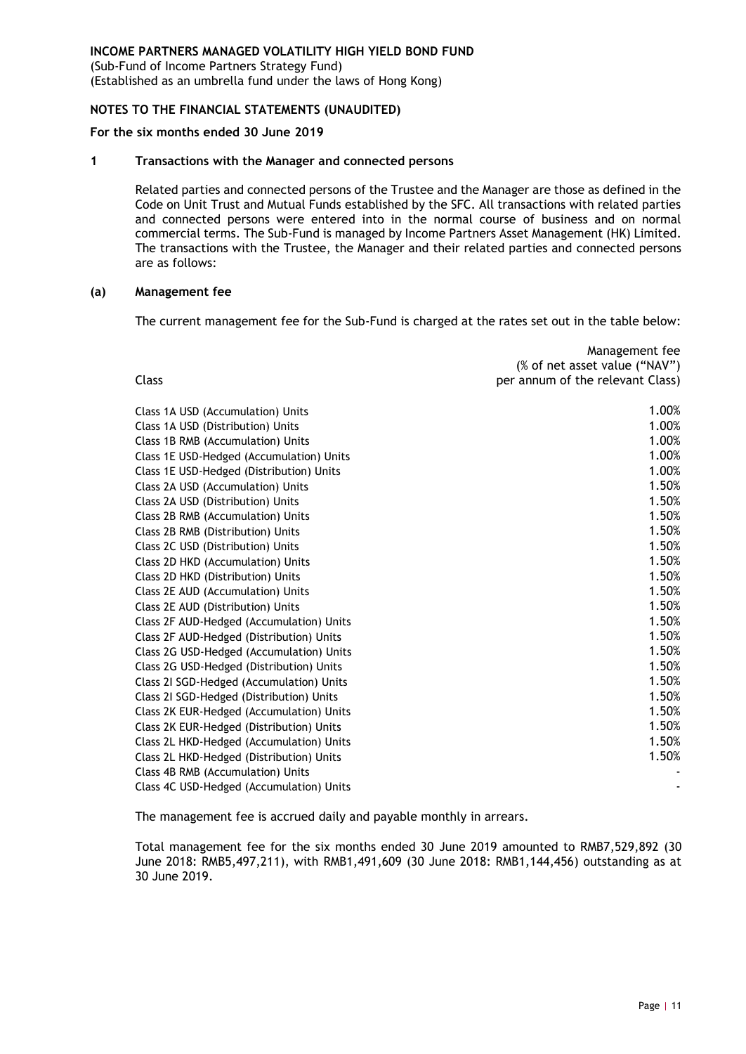**INCOME PARTNERS MANAGED VOLATILITY HIGH YIELD BOND FUND**
(Sub-Fund of Income Partners Strategy Fund)
(Established as an umbrella fund under the laws of Hong Kong)

**NOTES TO THE FINANCIAL STATEMENTS (UNAUDITED)**

**For the six months ended 30 June 2019**

## 1 Transactions with the Manager and connected persons

Related parties and connected persons of the Trustee and the Manager are those as defined in the Code on Unit Trust and Mutual Funds established by the SFC. All transactions with related parties and connected persons were entered into in the normal course of business and on normal commercial terms. The Sub-Fund is managed by Income Partners Asset Management (HK) Limited. The transactions with the Trustee, the Manager and their related parties and connected persons are as follows:

### (a) Management fee

The current management fee for the Sub-Fund is charged at the rates set out in the table below:

| Class | Management fee (% of net asset value ("NAV") per annum of the relevant Class) |
|---|---|
| Class 1A USD (Accumulation) Units | 1.00% |
| Class 1A USD (Distribution) Units | 1.00% |
| Class 1B RMB (Accumulation) Units | 1.00% |
| Class 1E USD-Hedged (Accumulation) Units | 1.00% |
| Class 1E USD-Hedged (Distribution) Units | 1.00% |
| Class 2A USD (Accumulation) Units | 1.50% |
| Class 2A USD (Distribution) Units | 1.50% |
| Class 2B RMB (Accumulation) Units | 1.50% |
| Class 2B RMB (Distribution) Units | 1.50% |
| Class 2C USD (Distribution) Units | 1.50% |
| Class 2D HKD (Accumulation) Units | 1.50% |
| Class 2D HKD (Distribution) Units | 1.50% |
| Class 2E AUD (Accumulation) Units | 1.50% |
| Class 2E AUD (Distribution) Units | 1.50% |
| Class 2F AUD-Hedged (Accumulation) Units | 1.50% |
| Class 2F AUD-Hedged (Distribution) Units | 1.50% |
| Class 2G USD-Hedged (Accumulation) Units | 1.50% |
| Class 2G USD-Hedged (Distribution) Units | 1.50% |
| Class 2I SGD-Hedged (Accumulation) Units | 1.50% |
| Class 2I SGD-Hedged (Distribution) Units | 1.50% |
| Class 2K EUR-Hedged (Accumulation) Units | 1.50% |
| Class 2K EUR-Hedged (Distribution) Units | 1.50% |
| Class 2L HKD-Hedged (Accumulation) Units | 1.50% |
| Class 2L HKD-Hedged (Distribution) Units | 1.50% |
| Class 4B RMB (Accumulation) Units | - |
| Class 4C USD-Hedged (Accumulation) Units | - |

The management fee is accrued daily and payable monthly in arrears.

Total management fee for the six months ended 30 June 2019 amounted to RMB7,529,892 (30 June 2018: RMB5,497,211), with RMB1,491,609 (30 June 2018: RMB1,144,456) outstanding as at 30 June 2019.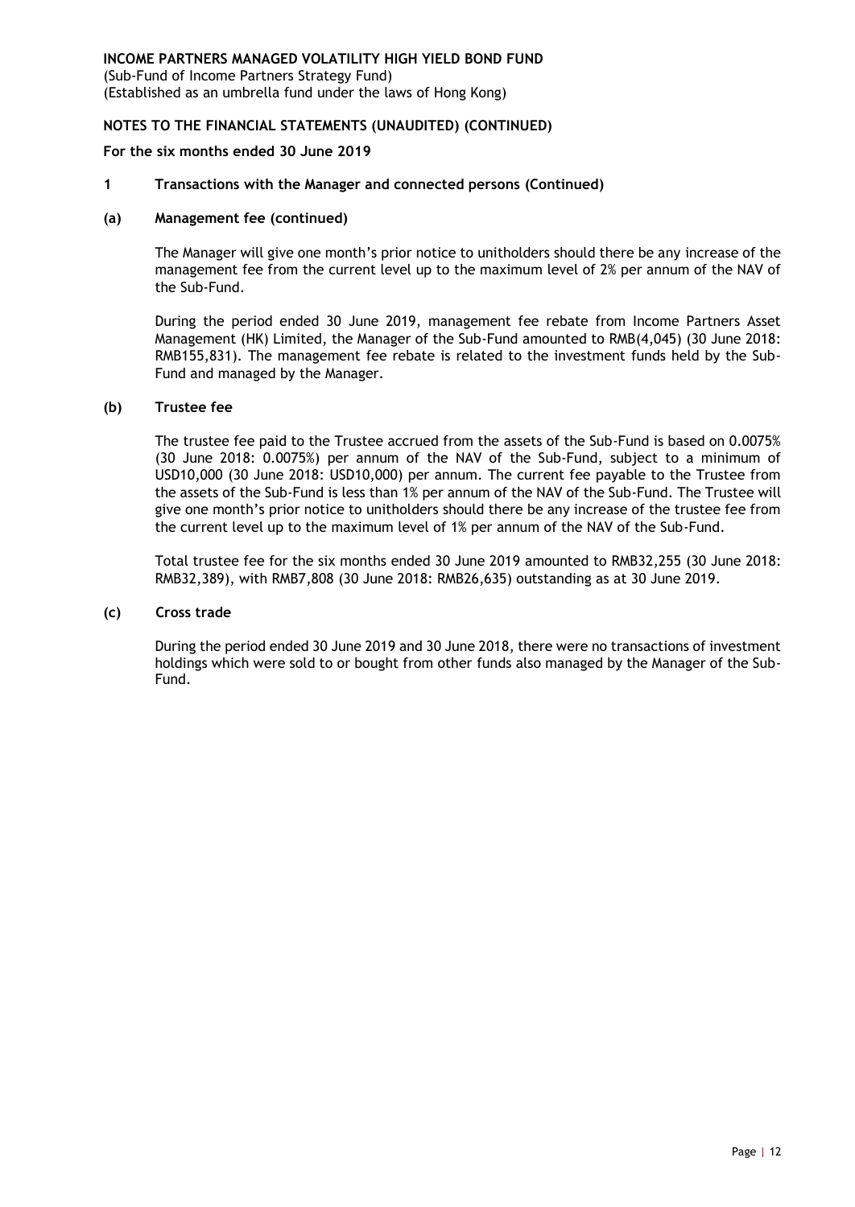**INCOME PARTNERS MANAGED VOLATILITY HIGH YIELD BOND FUND**
(Sub-Fund of Income Partners Strategy Fund)
(Established as an umbrella fund under the laws of Hong Kong)

**NOTES TO THE FINANCIAL STATEMENTS (UNAUDITED) (CONTINUED)**

**For the six months ended 30 June 2019**

## 1 Transactions with the Manager and connected persons (Continued)

### (a) Management fee (continued)

The Manager will give one month's prior notice to unitholders should there be any increase of the management fee from the current level up to the maximum level of 2% per annum of the NAV of the Sub-Fund.

During the period ended 30 June 2019, management fee rebate from Income Partners Asset Management (HK) Limited, the Manager of the Sub-Fund amounted to RMB(4,045) (30 June 2018: RMB155,831). The management fee rebate is related to the investment funds held by the Sub-Fund and managed by the Manager.

### (b) Trustee fee

The trustee fee paid to the Trustee accrued from the assets of the Sub-Fund is based on 0.0075% (30 June 2018: 0.0075%) per annum of the NAV of the Sub-Fund, subject to a minimum of USD10,000 (30 June 2018: USD10,000) per annum. The current fee payable to the Trustee from the assets of the Sub-Fund is less than 1% per annum of the NAV of the Sub-Fund. The Trustee will give one month's prior notice to unitholders should there be any increase of the trustee fee from the current level up to the maximum level of 1% per annum of the NAV of the Sub-Fund.

Total trustee fee for the six months ended 30 June 2019 amounted to RMB32,255 (30 June 2018: RMB32,389), with RMB7,808 (30 June 2018: RMB26,635) outstanding as at 30 June 2019.

### (c) Cross trade

During the period ended 30 June 2019 and 30 June 2018, there were no transactions of investment holdings which were sold to or bought from other funds also managed by the Manager of the Sub-Fund.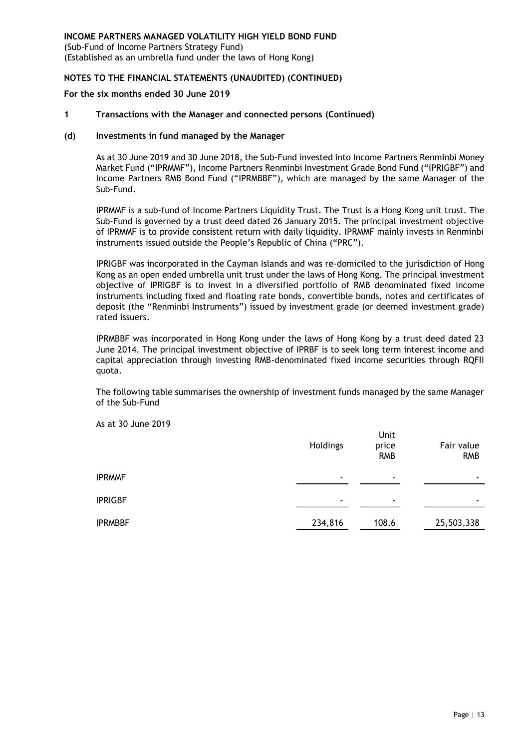**INCOME PARTNERS MANAGED VOLATILITY HIGH YIELD BOND FUND**
(Sub-Fund of Income Partners Strategy Fund)
(Established as an umbrella fund under the laws of Hong Kong)

**NOTES TO THE FINANCIAL STATEMENTS (UNAUDITED) (CONTINUED)**

**For the six months ended 30 June 2019**

**1 Transactions with the Manager and connected persons (Continued)**

**(d) Investments in fund managed by the Manager**

As at 30 June 2019 and 30 June 2018, the Sub-Fund invested into Income Partners Renminbi Money Market Fund ("IPRMMF"), Income Partners Renminbi Investment Grade Bond Fund ("IPRIGBF") and Income Partners RMB Bond Fund ("IPRMBBF"), which are managed by the same Manager of the Sub-Fund.

IPRMMF is a sub-fund of Income Partners Liquidity Trust. The Trust is a Hong Kong unit trust. The Sub-Fund is governed by a trust deed dated 26 January 2015. The principal investment objective of IPRMMF is to provide consistent return with daily liquidity. IPRMMF mainly invests in Renminbi instruments issued outside the People's Republic of China ("PRC").

IPRIGBF was incorporated in the Cayman Islands and was re-domiciled to the jurisdiction of Hong Kong as an open ended umbrella unit trust under the laws of Hong Kong. The principal investment objective of IPRIGBF is to invest in a diversified portfolio of RMB denominated fixed income instruments including fixed and floating rate bonds, convertible bonds, notes and certificates of deposit (the "Renminbi Instruments") issued by investment grade (or deemed investment grade) rated issuers.

IPRMBBF was incorporated in Hong Kong under the laws of Hong Kong by a trust deed dated 23 June 2014. The principal investment objective of IPRBF is to seek long term interest income and capital appreciation through investing RMB-denominated fixed income securities through RQFII quota.

The following table summarises the ownership of investment funds managed by the same Manager of the Sub-Fund

As at 30 June 2019

| | Holdings | Unit price RMB | Fair value RMB |
|---|---|---|---|
| IPRMMF | - | - | - |
| IPRIGBF | - | - | - |
| IPRMBBF | 234,816 | 108.6 | 25,503,338 |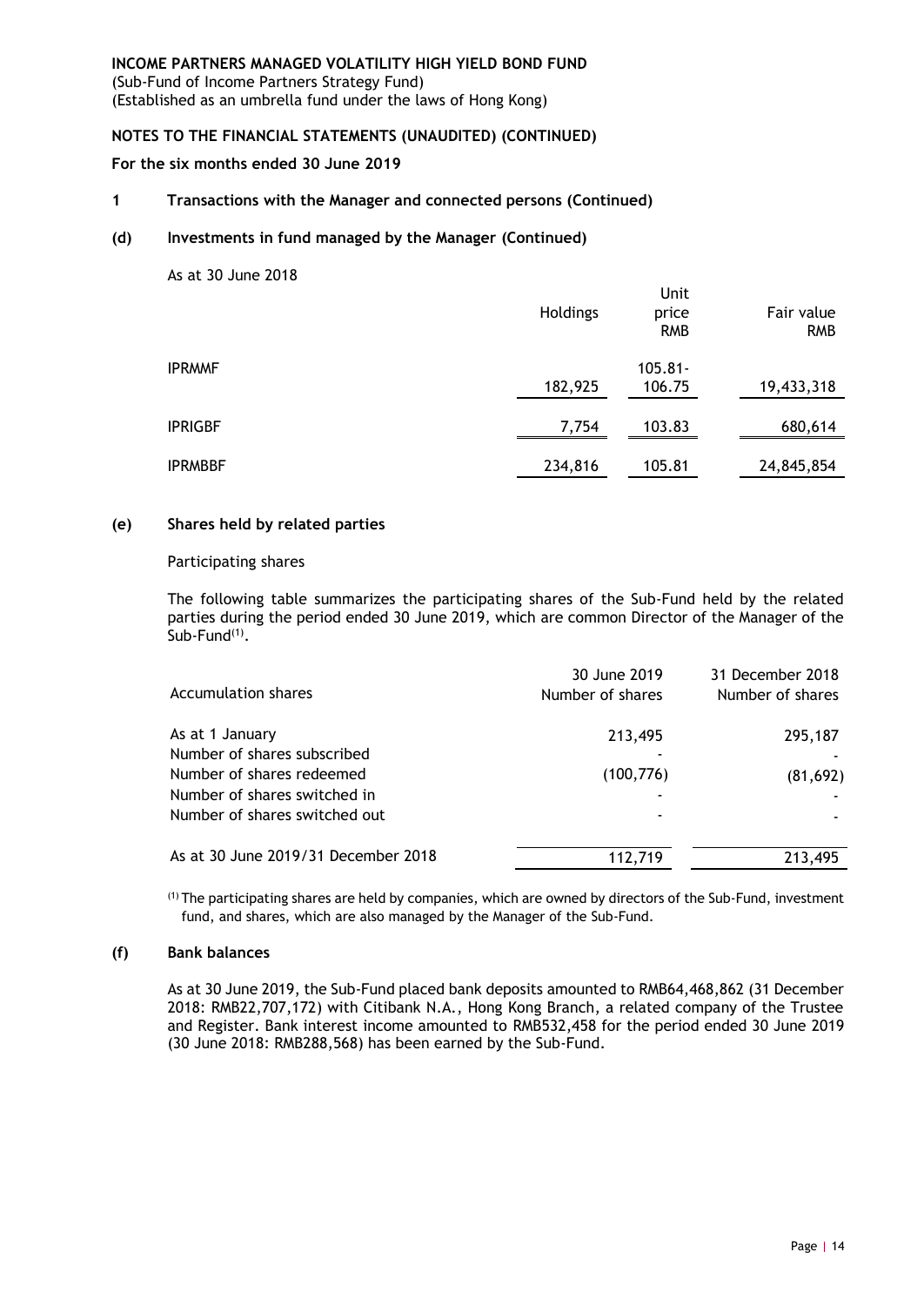**INCOME PARTNERS MANAGED VOLATILITY HIGH YIELD BOND FUND**
(Sub-Fund of Income Partners Strategy Fund)
(Established as an umbrella fund under the laws of Hong Kong)

**NOTES TO THE FINANCIAL STATEMENTS (UNAUDITED) (CONTINUED)**

**For the six months ended 30 June 2019**

**1 Transactions with the Manager and connected persons (Continued)**

**(d) Investments in fund managed by the Manager (Continued)**

As at 30 June 2018

| | Holdings | Unit price RMB | Fair value RMB |
|---|---|---|---|
| IPRMMF | 182,925 | 105.81-106.75 | 19,433,318 |
| IPRIGBF | 7,754 | 103.83 | 680,614 |
| IPRMBBF | 234,816 | 105.81 | 24,845,854 |

**(e) Shares held by related parties**

Participating shares

The following table summarizes the participating shares of the Sub-Fund held by the related parties during the period ended 30 June 2019, which are common Director of the Manager of the Sub-Fund[(1)].

| Accumulation shares | 30 June 2019 Number of shares | 31 December 2018 Number of shares |
|---|---|---|
| As at 1 January | 213,495 | 295,187 |
| Number of shares subscribed | - | - |
| Number of shares redeemed | (100,776) | (81,692) |
| Number of shares switched in | - | - |
| Number of shares switched out | - | - |
| As at 30 June 2019/31 December 2018 | 112,719 | 213,495 |

[(1)] The participating shares are held by companies, which are owned by directors of the Sub-Fund, investment fund, and shares, which are also managed by the Manager of the Sub-Fund.

**(f) Bank balances**

As at 30 June 2019, the Sub-Fund placed bank deposits amounted to RMB64,468,862 (31 December 2018: RMB22,707,172) with Citibank N.A., Hong Kong Branch, a related company of the Trustee and Register. Bank interest income amounted to RMB532,458 for the period ended 30 June 2019 (30 June 2018: RMB288,568) has been earned by the Sub-Fund.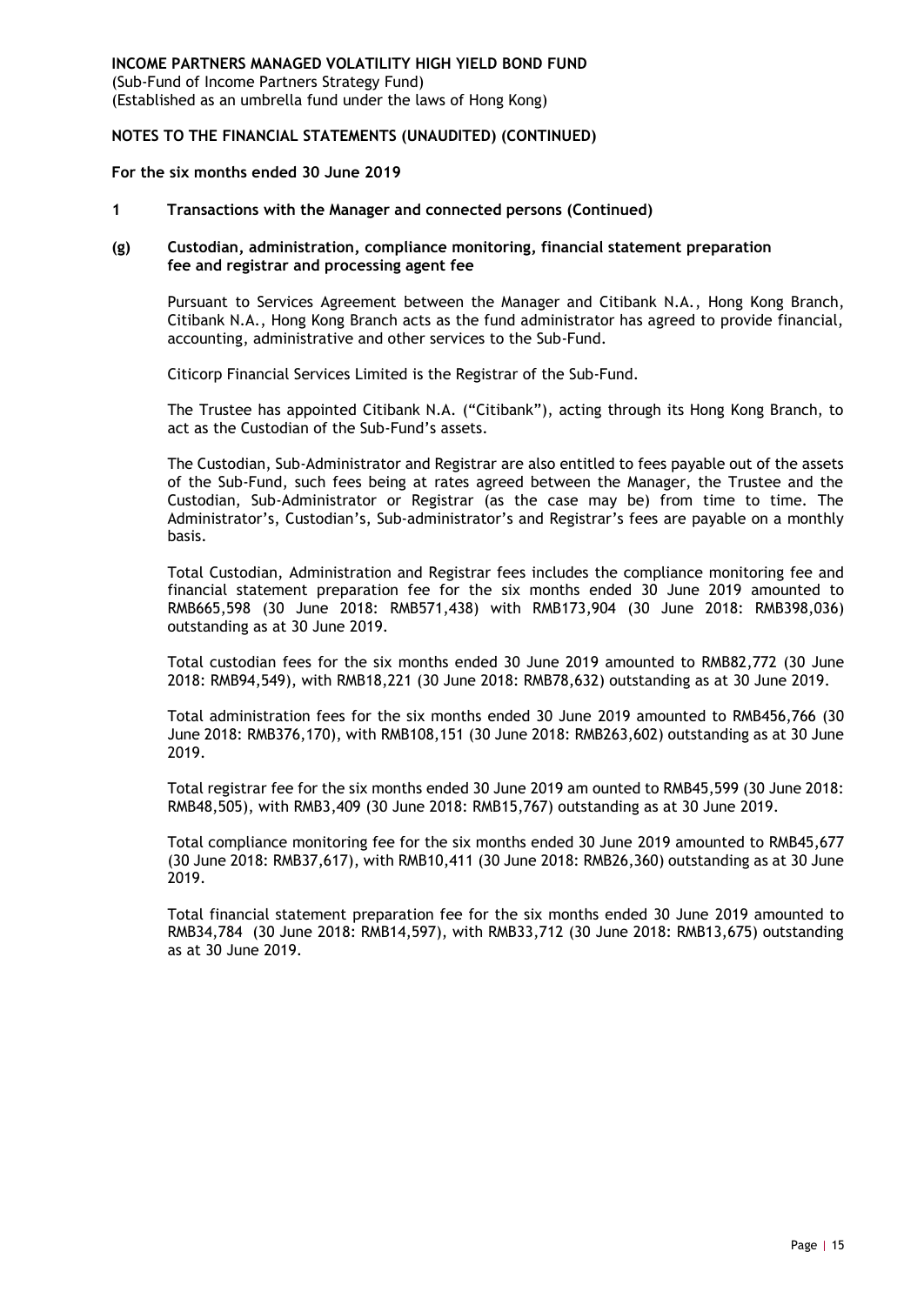**INCOME PARTNERS MANAGED VOLATILITY HIGH YIELD BOND FUND**
(Sub-Fund of Income Partners Strategy Fund)
(Established as an umbrella fund under the laws of Hong Kong)

**NOTES TO THE FINANCIAL STATEMENTS (UNAUDITED) (CONTINUED)**

**For the six months ended 30 June 2019**

**1 Transactions with the Manager and connected persons (Continued)**

**(g) Custodian, administration, compliance monitoring, financial statement preparation fee and registrar and processing agent fee**

Pursuant to Services Agreement between the Manager and Citibank N.A., Hong Kong Branch, Citibank N.A., Hong Kong Branch acts as the fund administrator has agreed to provide financial, accounting, administrative and other services to the Sub-Fund.

Citicorp Financial Services Limited is the Registrar of the Sub-Fund.

The Trustee has appointed Citibank N.A. ("Citibank"), acting through its Hong Kong Branch, to act as the Custodian of the Sub-Fund's assets.

The Custodian, Sub-Administrator and Registrar are also entitled to fees payable out of the assets of the Sub-Fund, such fees being at rates agreed between the Manager, the Trustee and the Custodian, Sub-Administrator or Registrar (as the case may be) from time to time. The Administrator's, Custodian's, Sub-administrator's and Registrar's fees are payable on a monthly basis.

Total Custodian, Administration and Registrar fees includes the compliance monitoring fee and financial statement preparation fee for the six months ended 30 June 2019 amounted to RMB665,598 (30 June 2018: RMB571,438) with RMB173,904 (30 June 2018: RMB398,036) outstanding as at 30 June 2019.

Total custodian fees for the six months ended 30 June 2019 amounted to RMB82,772 (30 June 2018: RMB94,549), with RMB18,221 (30 June 2018: RMB78,632) outstanding as at 30 June 2019.

Total administration fees for the six months ended 30 June 2019 amounted to RMB456,766 (30 June 2018: RMB376,170), with RMB108,151 (30 June 2018: RMB263,602) outstanding as at 30 June 2019.

Total registrar fee for the six months ended 30 June 2019 am ounted to RMB45,599 (30 June 2018: RMB48,505), with RMB3,409 (30 June 2018: RMB15,767) outstanding as at 30 June 2019.

Total compliance monitoring fee for the six months ended 30 June 2019 amounted to RMB45,677 (30 June 2018: RMB37,617), with RMB10,411 (30 June 2018: RMB26,360) outstanding as at 30 June 2019.

Total financial statement preparation fee for the six months ended 30 June 2019 amounted to RMB34,784 (30 June 2018: RMB14,597), with RMB33,712 (30 June 2018: RMB13,675) outstanding as at 30 June 2019.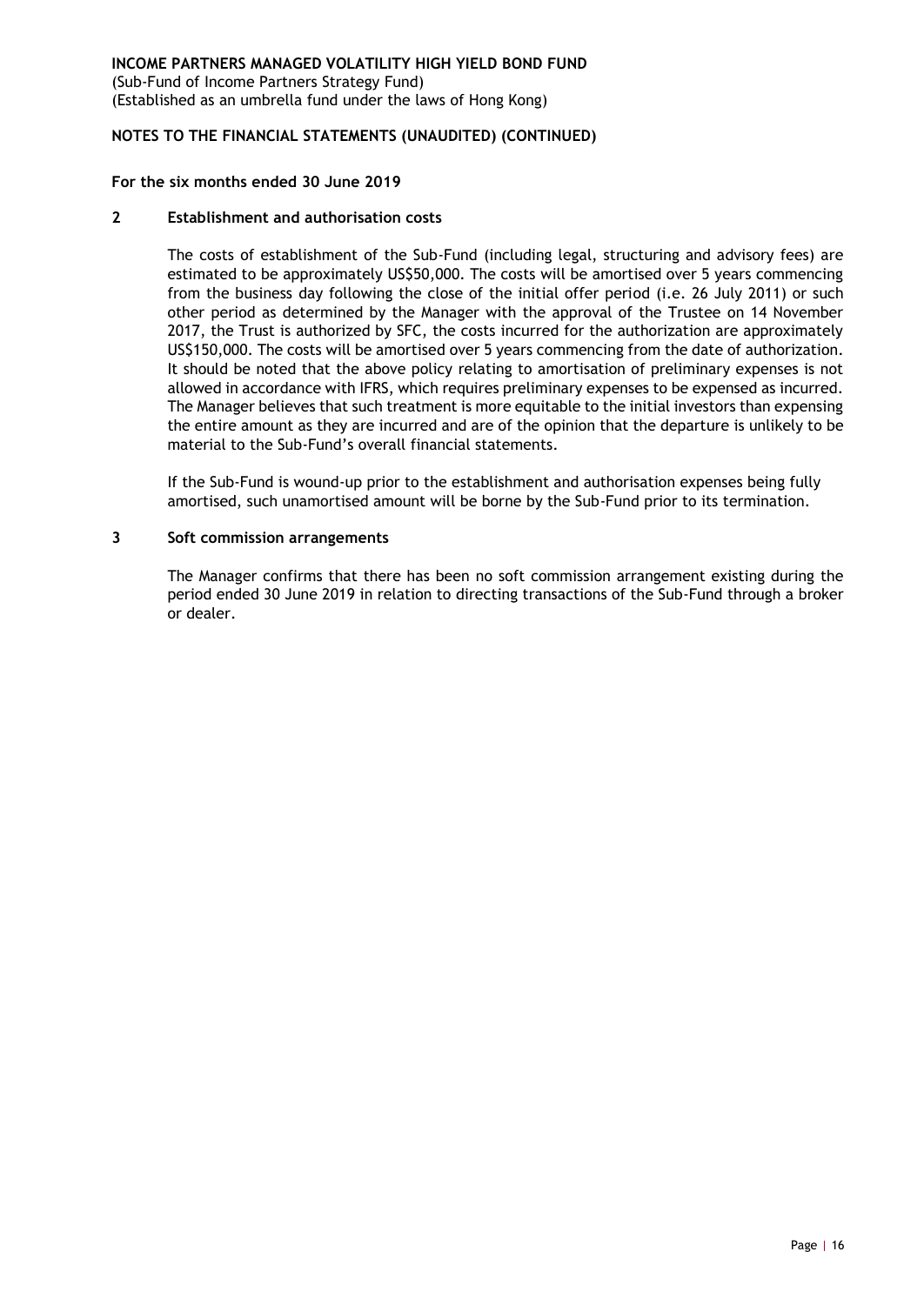**INCOME PARTNERS MANAGED VOLATILITY HIGH YIELD BOND FUND**
(Sub-Fund of Income Partners Strategy Fund)
(Established as an umbrella fund under the laws of Hong Kong)

**NOTES TO THE FINANCIAL STATEMENTS (UNAUDITED) (CONTINUED)**

**For the six months ended 30 June 2019**

## 2 Establishment and authorisation costs

The costs of establishment of the Sub-Fund (including legal, structuring and advisory fees) are estimated to be approximately US$50,000. The costs will be amortised over 5 years commencing from the business day following the close of the initial offer period (i.e. 26 July 2011) or such other period as determined by the Manager with the approval of the Trustee on 14 November 2017, the Trust is authorized by SFC, the costs incurred for the authorization are approximately US$150,000. The costs will be amortised over 5 years commencing from the date of authorization. It should be noted that the above policy relating to amortisation of preliminary expenses is not allowed in accordance with IFRS, which requires preliminary expenses to be expensed as incurred. The Manager believes that such treatment is more equitable to the initial investors than expensing the entire amount as they are incurred and are of the opinion that the departure is unlikely to be material to the Sub-Fund's overall financial statements.

If the Sub-Fund is wound-up prior to the establishment and authorisation expenses being fully amortised, such unamortised amount will be borne by the Sub-Fund prior to its termination.

## 3 Soft commission arrangements

The Manager confirms that there has been no soft commission arrangement existing during the period ended 30 June 2019 in relation to directing transactions of the Sub-Fund through a broker or dealer.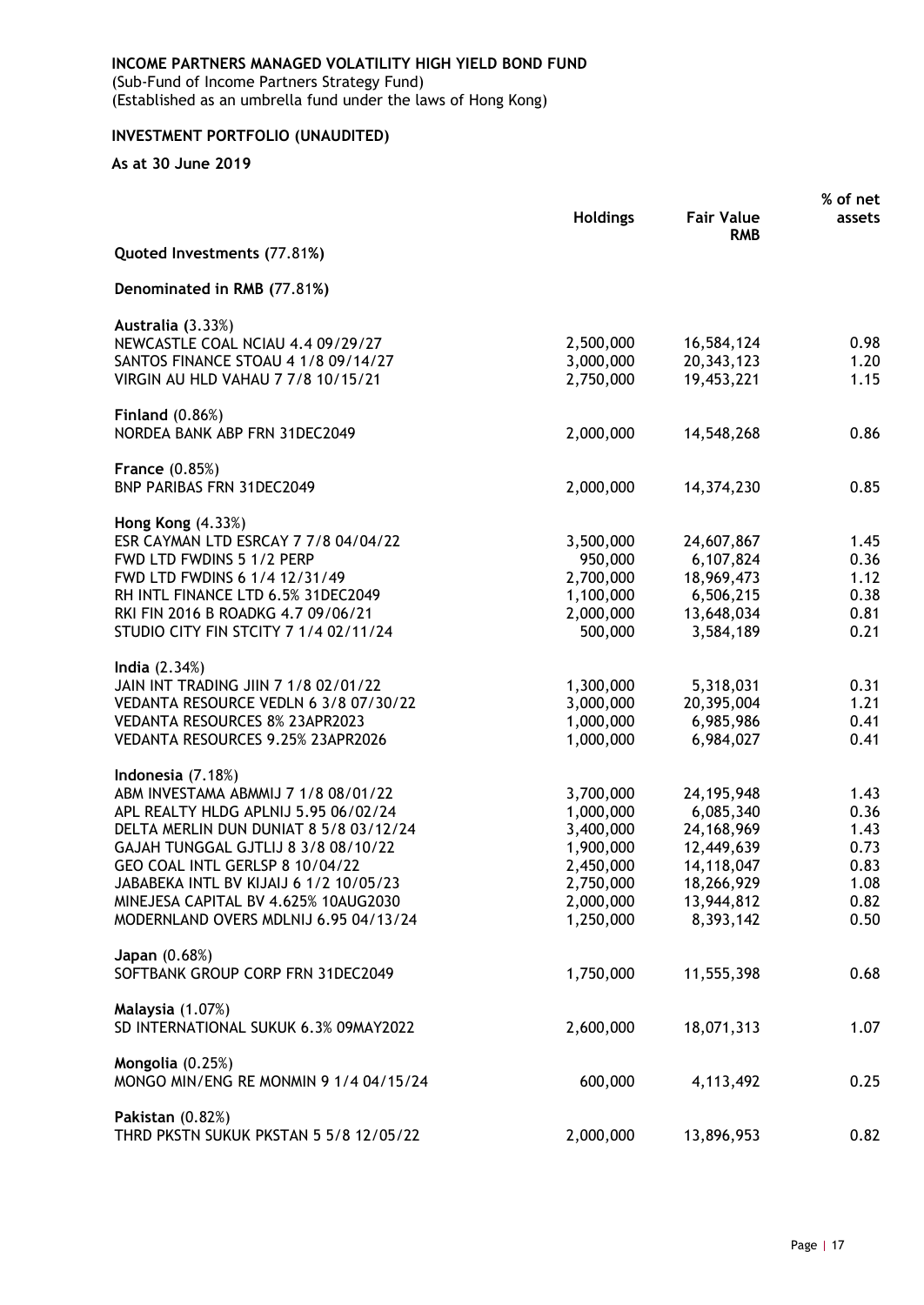**INCOME PARTNERS MANAGED VOLATILITY HIGH YIELD BOND FUND**
(Sub-Fund of Income Partners Strategy Fund)
(Established as an umbrella fund under the laws of Hong Kong)

**INVESTMENT PORTFOLIO (UNAUDITED)**

**As at 30 June 2019**

| | Holdings | Fair Value RMB | % of net assets |
|---|---|---|---|
| **Quoted Investments (77.81%)** | | | |
| **Denominated in RMB (77.81%)** | | | |
| **Australia (3.33%)** | | | |
| NEWCASTLE COAL NCIAU 4.4 09/29/27 | 2,500,000 | 16,584,124 | 0.98 |
| SANTOS FINANCE STOAU 4 1/8 09/14/27 | 3,000,000 | 20,343,123 | 1.20 |
| VIRGIN AU HLD VAHAU 7 7/8 10/15/21 | 2,750,000 | 19,453,221 | 1.15 |
| **Finland (0.86%)** | | | |
| NORDEA BANK ABP FRN 31DEC2049 | 2,000,000 | 14,548,268 | 0.86 |
| **France (0.85%)** | | | |
| BNP PARIBAS FRN 31DEC2049 | 2,000,000 | 14,374,230 | 0.85 |
| **Hong Kong (4.33%)** | | | |
| ESR CAYMAN LTD ESRCAY 7 7/8 04/04/22 | 3,500,000 | 24,607,867 | 1.45 |
| FWD LTD FWDINS 5 1/2 PERP | 950,000 | 6,107,824 | 0.36 |
| FWD LTD FWDINS 6 1/4 12/31/49 | 2,700,000 | 18,969,473 | 1.12 |
| RH INTL FINANCE LTD 6.5% 31DEC2049 | 1,100,000 | 6,506,215 | 0.38 |
| RKI FIN 2016 B ROADKG 4.7 09/06/21 | 2,000,000 | 13,648,034 | 0.81 |
| STUDIO CITY FIN STCITY 7 1/4 02/11/24 | 500,000 | 3,584,189 | 0.21 |
| **India (2.34%)** | | | |
| JAIN INT TRADING JIIN 7 1/8 02/01/22 | 1,300,000 | 5,318,031 | 0.31 |
| VEDANTA RESOURCE VEDLN 6 3/8 07/30/22 | 3,000,000 | 20,395,004 | 1.21 |
| VEDANTA RESOURCES 8% 23APR2023 | 1,000,000 | 6,985,986 | 0.41 |
| VEDANTA RESOURCES 9.25% 23APR2026 | 1,000,000 | 6,984,027 | 0.41 |
| **Indonesia (7.18%)** | | | |
| ABM INVESTAMA ABMMIJ 7 1/8 08/01/22 | 3,700,000 | 24,195,948 | 1.43 |
| APL REALTY HLDG APLNIJ 5.95 06/02/24 | 1,000,000 | 6,085,340 | 0.36 |
| DELTA MERLIN DUN DUNIAT 8 5/8 03/12/24 | 3,400,000 | 24,168,969 | 1.43 |
| GAJAH TUNGGAL GJTLIJ 8 3/8 08/10/22 | 1,900,000 | 12,449,639 | 0.73 |
| GEO COAL INTL GERLSP 8 10/04/22 | 2,450,000 | 14,118,047 | 0.83 |
| JABABEKA INTL BV KIJAIJ 6 1/2 10/05/23 | 2,750,000 | 18,266,929 | 1.08 |
| MINEJESA CAPITAL BV 4.625% 10AUG2030 | 2,000,000 | 13,944,812 | 0.82 |
| MODERNLAND OVERS MDLNIJ 6.95 04/13/24 | 1,250,000 | 8,393,142 | 0.50 |
| **Japan (0.68%)** | | | |
| SOFTBANK GROUP CORP FRN 31DEC2049 | 1,750,000 | 11,555,398 | 0.68 |
| **Malaysia (1.07%)** | | | |
| SD INTERNATIONAL SUKUK 6.3% 09MAY2022 | 2,600,000 | 18,071,313 | 1.07 |
| **Mongolia (0.25%)** | | | |
| MONGO MIN/ENG RE MONMIN 9 1/4 04/15/24 | 600,000 | 4,113,492 | 0.25 |
| **Pakistan (0.82%)** | | | |
| THRD PKSTN SUKUK PKSTAN 5 5/8 12/05/22 | 2,000,000 | 13,896,953 | 0.82 |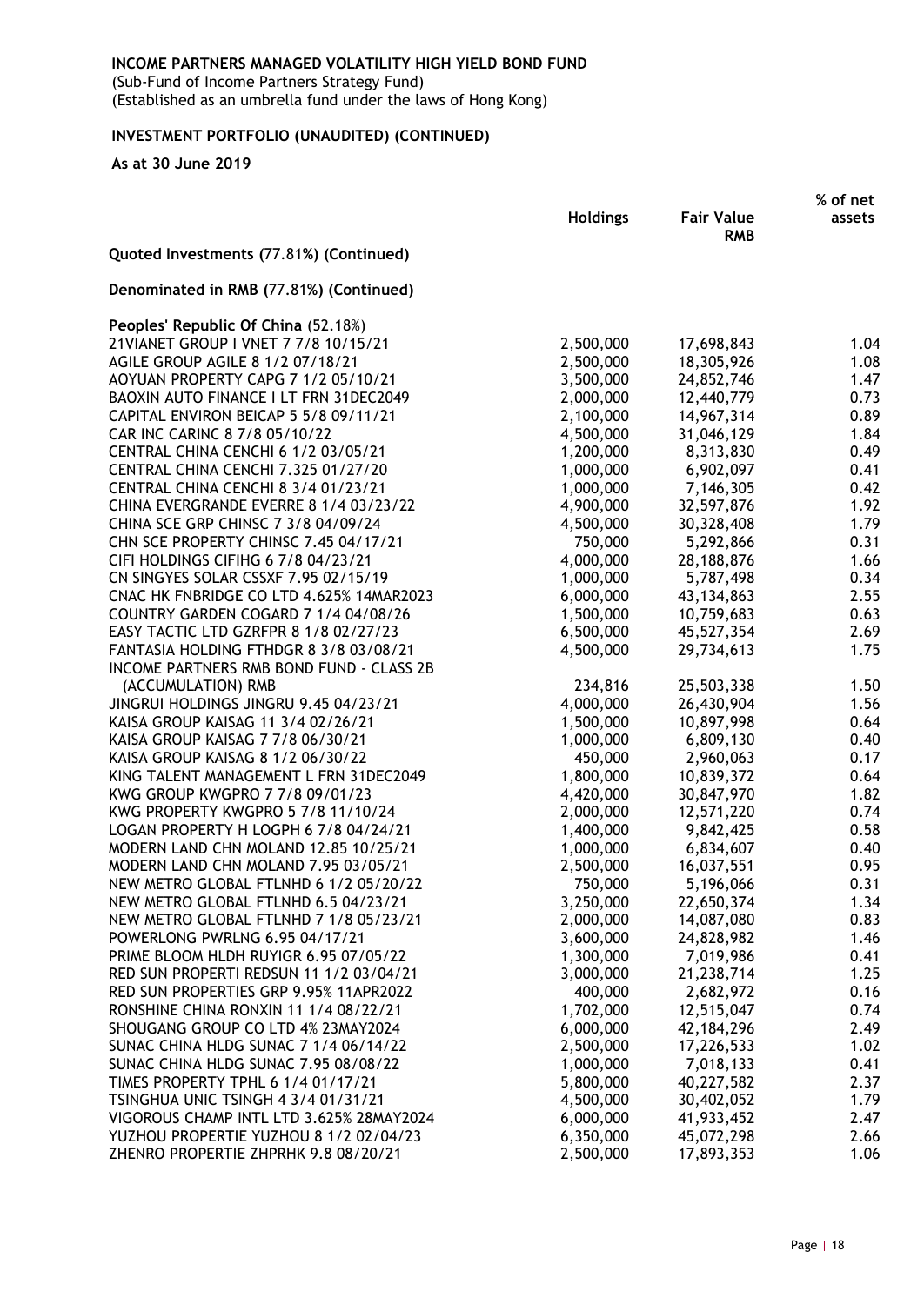**INCOME PARTNERS MANAGED VOLATILITY HIGH YIELD BOND FUND**
(Sub-Fund of Income Partners Strategy Fund)
(Established as an umbrella fund under the laws of Hong Kong)

**INVESTMENT PORTFOLIO (UNAUDITED) (CONTINUED)**

**As at 30 June 2019**

| | Holdings | Fair Value RMB | % of net assets |
|---|---|---|---|
| **Quoted Investments (77.81%) (Continued)** | | | |
| **Denominated in RMB (77.81%) (Continued)** | | | |
| **Peoples' Republic Of China** (52.18%) | | | |
| 21VIANET GROUP I VNET 7 7/8 10/15/21 | 2,500,000 | 17,698,843 | 1.04 |
| AGILE GROUP AGILE 8 1/2 07/18/21 | 2,500,000 | 18,305,926 | 1.08 |
| AOYUAN PROPERTY CAPG 7 1/2 05/10/21 | 3,500,000 | 24,852,746 | 1.47 |
| BAOXIN AUTO FINANCE I LT FRN 31DEC2049 | 2,000,000 | 12,440,779 | 0.73 |
| CAPITAL ENVIRON BEICAP 5 5/8 09/11/21 | 2,100,000 | 14,967,314 | 0.89 |
| CAR INC CARINC 8 7/8 05/10/22 | 4,500,000 | 31,046,129 | 1.84 |
| CENTRAL CHINA CENCHI 6 1/2 03/05/21 | 1,200,000 | 8,313,830 | 0.49 |
| CENTRAL CHINA CENCHI 7.325 01/27/20 | 1,000,000 | 6,902,097 | 0.41 |
| CENTRAL CHINA CENCHI 8 3/4 01/23/21 | 1,000,000 | 7,146,305 | 0.42 |
| CHINA EVERGRANDE EVERRE 8 1/4 03/23/22 | 4,900,000 | 32,597,876 | 1.92 |
| CHINA SCE GRP CHINSC 7 3/8 04/09/24 | 4,500,000 | 30,328,408 | 1.79 |
| CHN SCE PROPERTY CHINSC 7.45 04/17/21 | 750,000 | 5,292,866 | 0.31 |
| CIFI HOLDINGS CIFIHG 6 7/8 04/23/21 | 4,000,000 | 28,188,876 | 1.66 |
| CN SINGYES SOLAR CSSXF 7.95 02/15/19 | 1,000,000 | 5,787,498 | 0.34 |
| CNAC HK FNBRIDGE CO LTD 4.625% 14MAR2023 | 6,000,000 | 43,134,863 | 2.55 |
| COUNTRY GARDEN COGARD 7 1/4 04/08/26 | 1,500,000 | 10,759,683 | 0.63 |
| EASY TACTIC LTD GZRFPR 8 1/8 02/27/23 | 6,500,000 | 45,527,354 | 2.69 |
| FANTASIA HOLDING FTHDGR 8 3/8 03/08/21 | 4,500,000 | 29,734,613 | 1.75 |
| INCOME PARTNERS RMB BOND FUND - CLASS 2B (ACCUMULATION) RMB | 234,816 | 25,503,338 | 1.50 |
| JINGRUI HOLDINGS JINGRU 9.45 04/23/21 | 4,000,000 | 26,430,904 | 1.56 |
| KAISA GROUP KAISAG 11 3/4 02/26/21 | 1,500,000 | 10,897,998 | 0.64 |
| KAISA GROUP KAISAG 7 7/8 06/30/21 | 1,000,000 | 6,809,130 | 0.40 |
| KAISA GROUP KAISAG 8 1/2 06/30/22 | 450,000 | 2,960,063 | 0.17 |
| KING TALENT MANAGEMENT L FRN 31DEC2049 | 1,800,000 | 10,839,372 | 0.64 |
| KWG GROUP KWGPRO 7 7/8 09/01/23 | 4,420,000 | 30,847,970 | 1.82 |
| KWG PROPERTY KWGPRO 5 7/8 11/10/24 | 2,000,000 | 12,571,220 | 0.74 |
| LOGAN PROPERTY H LOGPH 6 7/8 04/24/21 | 1,400,000 | 9,842,425 | 0.58 |
| MODERN LAND CHN MOLAND 12.85 10/25/21 | 1,000,000 | 6,834,607 | 0.40 |
| MODERN LAND CHN MOLAND 7.95 03/05/21 | 2,500,000 | 16,037,551 | 0.95 |
| NEW METRO GLOBAL FTLNHD 6 1/2 05/20/22 | 750,000 | 5,196,066 | 0.31 |
| NEW METRO GLOBAL FTLNHD 6.5 04/23/21 | 3,250,000 | 22,650,374 | 1.34 |
| NEW METRO GLOBAL FTLNHD 7 1/8 05/23/21 | 2,000,000 | 14,087,080 | 0.83 |
| POWERLONG PWRLNG 6.95 04/17/21 | 3,600,000 | 24,828,982 | 1.46 |
| PRIME BLOOM HLDH RUYIGR 6.95 07/05/22 | 1,300,000 | 7,019,986 | 0.41 |
| RED SUN PROPERTI REDSUN 11 1/2 03/04/21 | 3,000,000 | 21,238,714 | 1.25 |
| RED SUN PROPERTIES GRP 9.95% 11APR2022 | 400,000 | 2,682,972 | 0.16 |
| RONSHINE CHINA RONXIN 11 1/4 08/22/21 | 1,702,000 | 12,515,047 | 0.74 |
| SHOUGANG GROUP CO LTD 4% 23MAY2024 | 6,000,000 | 42,184,296 | 2.49 |
| SUNAC CHINA HLDG SUNAC 7 1/4 06/14/22 | 2,500,000 | 17,226,533 | 1.02 |
| SUNAC CHINA HLDG SUNAC 7.95 08/08/22 | 1,000,000 | 7,018,133 | 0.41 |
| TIMES PROPERTY TPHL 6 1/4 01/17/21 | 5,800,000 | 40,227,582 | 2.37 |
| TSINGHUA UNIC TSINGH 4 3/4 01/31/21 | 4,500,000 | 30,402,052 | 1.79 |
| VIGOROUS CHAMP INTL LTD 3.625% 28MAY2024 | 6,000,000 | 41,933,452 | 2.47 |
| YUZHOU PROPERTIE YUZHOU 8 1/2 02/04/23 | 6,350,000 | 45,072,298 | 2.66 |
| ZHENRO PROPERTIE ZHPRHK 9.8 08/20/21 | 2,500,000 | 17,893,353 | 1.06 |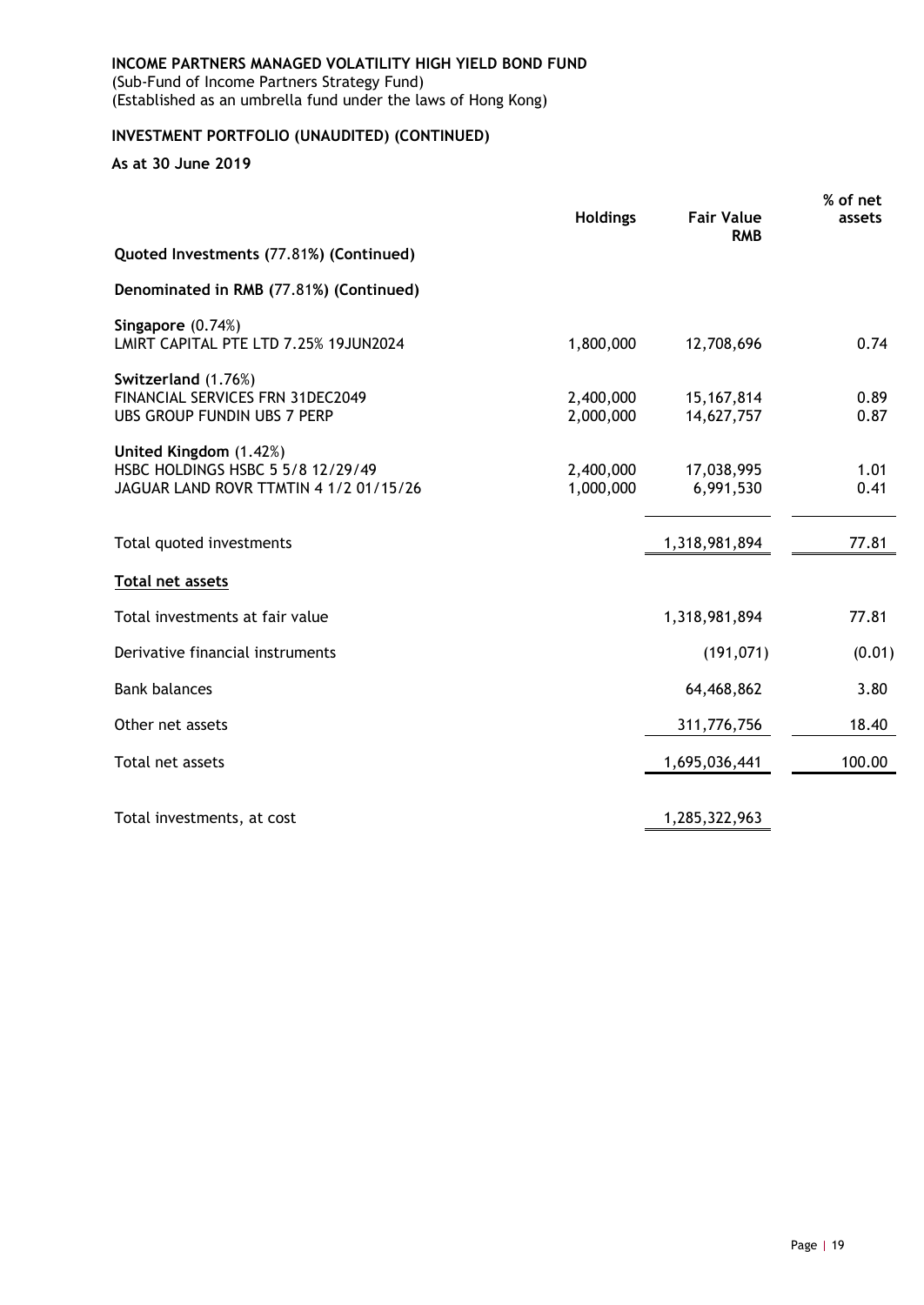**INCOME PARTNERS MANAGED VOLATILITY HIGH YIELD BOND FUND**
(Sub-Fund of Income Partners Strategy Fund)
(Established as an umbrella fund under the laws of Hong Kong)

## INVESTMENT PORTFOLIO (UNAUDITED) (CONTINUED)

**As at 30 June 2019**

| | Holdings | Fair Value RMB | % of net assets |
|---|---|---|---|
| **Quoted Investments (77.81%) (Continued)** | | | |
| **Denominated in RMB (77.81%) (Continued)** | | | |
| **Singapore** (0.74%) | | | |
| LMIRT CAPITAL PTE LTD 7.25% 19JUN2024 | 1,800,000 | 12,708,696 | 0.74 |
| **Switzerland** (1.76%) | | | |
| FINANCIAL SERVICES FRN 31DEC2049 | 2,400,000 | 15,167,814 | 0.89 |
| UBS GROUP FUNDIN UBS 7 PERP | 2,000,000 | 14,627,757 | 0.87 |
| **United Kingdom** (1.42%) | | | |
| HSBC HOLDINGS HSBC 5 5/8 12/29/49 | 2,400,000 | 17,038,995 | 1.01 |
| JAGUAR LAND ROVR TTMTIN 4 1/2 01/15/26 | 1,000,000 | 6,991,530 | 0.41 |
| Total quoted investments | | 1,318,981,894 | 77.81 |
| **Total net assets** | | | |
| Total investments at fair value | | 1,318,981,894 | 77.81 |
| Derivative financial instruments | | (191,071) | (0.01) |
| Bank balances | | 64,468,862 | 3.80 |
| Other net assets | | 311,776,756 | 18.40 |
| Total net assets | | 1,695,036,441 | 100.00 |
| Total investments, at cost | | 1,285,322,963 | |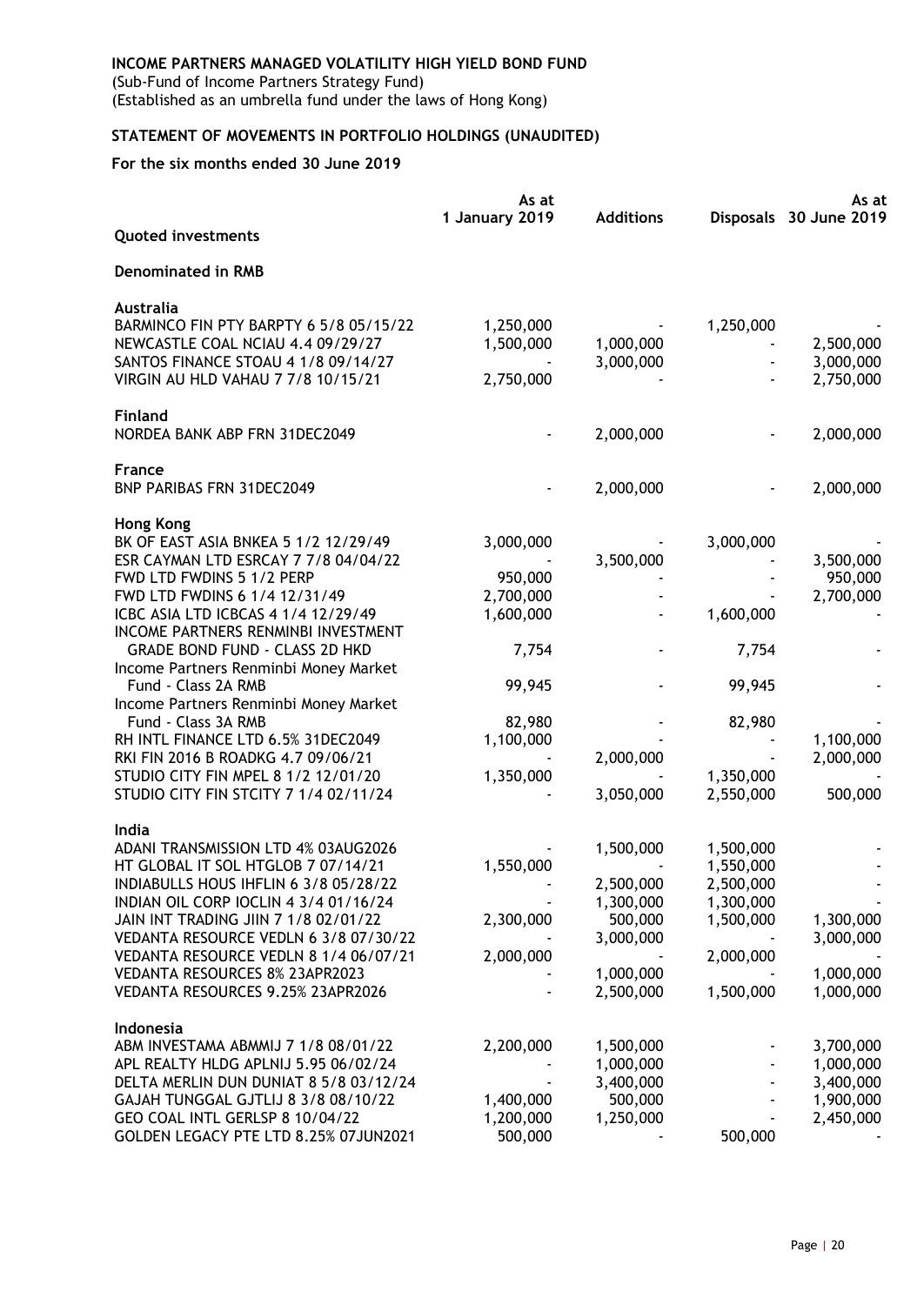**INCOME PARTNERS MANAGED VOLATILITY HIGH YIELD BOND FUND**
(Sub-Fund of Income Partners Strategy Fund)
(Established as an umbrella fund under the laws of Hong Kong)

**STATEMENT OF MOVEMENTS IN PORTFOLIO HOLDINGS (UNAUDITED)**

**For the six months ended 30 June 2019**

| | As at 1 January 2019 | Additions | Disposals | As at 30 June 2019 |
|---|---|---|---|---|
| **Quoted investments** | | | | |
| **Denominated in RMB** | | | | |
| **Australia** | | | | |
| BARMINCO FIN PTY BARPTY 6 5/8 05/15/22 | 1,250,000 | - | 1,250,000 | - |
| NEWCASTLE COAL NCIAU 4.4 09/29/27 | 1,500,000 | 1,000,000 | - | 2,500,000 |
| SANTOS FINANCE STOAU 4 1/8 09/14/27 | - | 3,000,000 | - | 3,000,000 |
| VIRGIN AU HLD VAHAU 7 7/8 10/15/21 | 2,750,000 | - | - | 2,750,000 |
| **Finland** | | | | |
| NORDEA BANK ABP FRN 31DEC2049 | - | 2,000,000 | - | 2,000,000 |
| **France** | | | | |
| BNP PARIBAS FRN 31DEC2049 | - | 2,000,000 | - | 2,000,000 |
| **Hong Kong** | | | | |
| BK OF EAST ASIA BNKEA 5 1/2 12/29/49 | 3,000,000 | - | 3,000,000 | - |
| ESR CAYMAN LTD ESRCAY 7 7/8 04/04/22 | - | 3,500,000 | - | 3,500,000 |
| FWD LTD FWDINS 5 1/2 PERP | 950,000 | - | - | 950,000 |
| FWD LTD FWDINS 6 1/4 12/31/49 | 2,700,000 | - | - | 2,700,000 |
| ICBC ASIA LTD ICBCAS 4 1/4 12/29/49 | 1,600,000 | - | 1,600,000 | - |
| INCOME PARTNERS RENMINBI INVESTMENT GRADE BOND FUND - CLASS 2D HKD | 7,754 | - | 7,754 | - |
| Income Partners Renminbi Money Market Fund - Class 2A RMB | 99,945 | - | 99,945 | - |
| Income Partners Renminbi Money Market Fund - Class 3A RMB | 82,980 | - | 82,980 | - |
| RH INTL FINANCE LTD 6.5% 31DEC2049 | 1,100,000 | - | - | 1,100,000 |
| RKI FIN 2016 B ROADKG 4.7 09/06/21 | - | 2,000,000 | - | 2,000,000 |
| STUDIO CITY FIN MPEL 8 1/2 12/01/20 | 1,350,000 | - | 1,350,000 | - |
| STUDIO CITY FIN STCITY 7 1/4 02/11/24 | - | 3,050,000 | 2,550,000 | 500,000 |
| **India** | | | | |
| ADANI TRANSMISSION LTD 4% 03AUG2026 | - | 1,500,000 | 1,500,000 | - |
| HT GLOBAL IT SOL HTGLOB 7 07/14/21 | 1,550,000 | - | 1,550,000 | - |
| INDIABULLS HOUS IHFLIN 6 3/8 05/28/22 | - | 2,500,000 | 2,500,000 | - |
| INDIAN OIL CORP IOCLIN 4 3/4 01/16/24 | - | 1,300,000 | 1,300,000 | - |
| JAIN INT TRADING JIIN 7 1/8 02/01/22 | 2,300,000 | 500,000 | 1,500,000 | 1,300,000 |
| VEDANTA RESOURCE VEDLN 6 3/8 07/30/22 | - | 3,000,000 | - | 3,000,000 |
| VEDANTA RESOURCE VEDLN 8 1/4 06/07/21 | 2,000,000 | - | 2,000,000 | - |
| VEDANTA RESOURCES 8% 23APR2023 | - | 1,000,000 | - | 1,000,000 |
| VEDANTA RESOURCES 9.25% 23APR2026 | - | 2,500,000 | 1,500,000 | 1,000,000 |
| **Indonesia** | | | | |
| ABM INVESTAMA ABMMIJ 7 1/8 08/01/22 | 2,200,000 | 1,500,000 | - | 3,700,000 |
| APL REALTY HLDG APLNIJ 5.95 06/02/24 | - | 1,000,000 | - | 1,000,000 |
| DELTA MERLIN DUN DUNIAT 8 5/8 03/12/24 | - | 3,400,000 | - | 3,400,000 |
| GAJAH TUNGGAL GJTLIJ 8 3/8 08/10/22 | 1,400,000 | 500,000 | - | 1,900,000 |
| GEO COAL INTL GERLSP 8 10/04/22 | 1,200,000 | 1,250,000 | - | 2,450,000 |
| GOLDEN LEGACY PTE LTD 8.25% 07JUN2021 | 500,000 | - | 500,000 | - |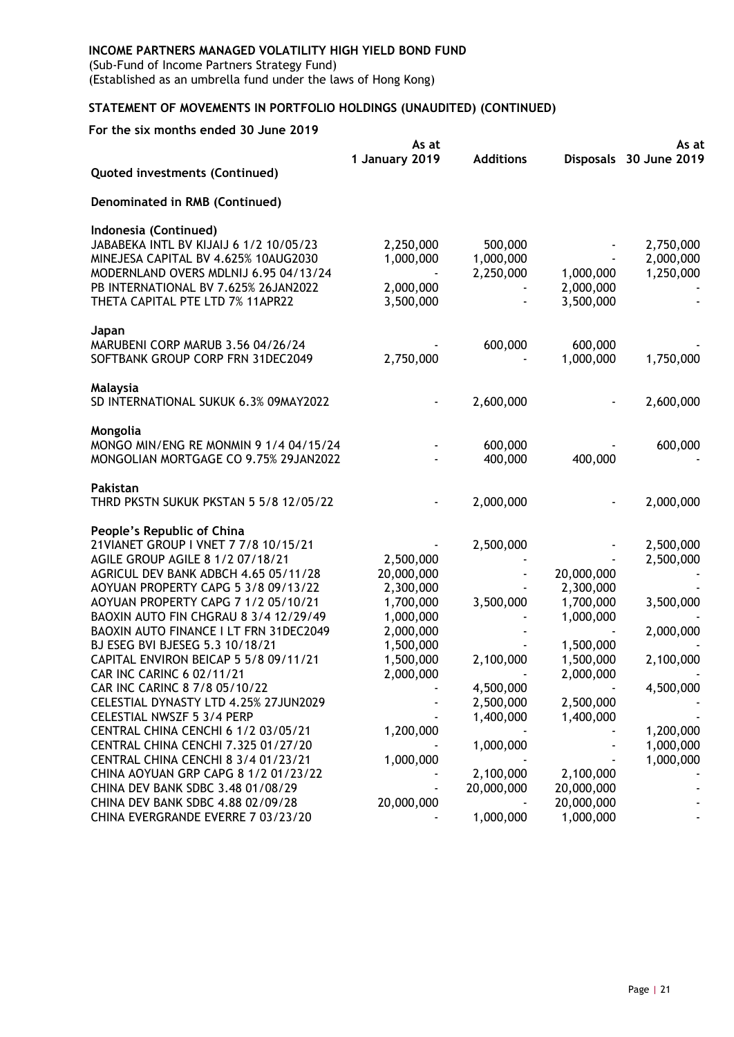**INCOME PARTNERS MANAGED VOLATILITY HIGH YIELD BOND FUND**
(Sub-Fund of Income Partners Strategy Fund)
(Established as an umbrella fund under the laws of Hong Kong)

**STATEMENT OF MOVEMENTS IN PORTFOLIO HOLDINGS (UNAUDITED) (CONTINUED)**

**For the six months ended 30 June 2019**

| | As at 1 January 2019 | Additions | Disposals | As at 30 June 2019 |
|---|---|---|---|---|
| **Quoted investments (Continued)** | | | | |
| **Denominated in RMB (Continued)** | | | | |
| **Indonesia (Continued)** | | | | |
| JABABEKA INTL BV KIJAIJ 6 1/2 10/05/23 | 2,250,000 | 500,000 | - | 2,750,000 |
| MINEJESA CAPITAL BV 4.625% 10AUG2030 | 1,000,000 | 1,000,000 | - | 2,000,000 |
| MODERNLAND OVERS MDLNIJ 6.95 04/13/24 | - | 2,250,000 | 1,000,000 | 1,250,000 |
| PB INTERNATIONAL BV 7.625% 26JAN2022 | 2,000,000 | - | 2,000,000 | - |
| THETA CAPITAL PTE LTD 7% 11APR22 | 3,500,000 | - | 3,500,000 | - |
| **Japan** | | | | |
| MARUBENI CORP MARUB 3.56 04/26/24 | - | 600,000 | 600,000 | - |
| SOFTBANK GROUP CORP FRN 31DEC2049 | 2,750,000 | - | 1,000,000 | 1,750,000 |
| **Malaysia** | | | | |
| SD INTERNATIONAL SUKUK 6.3% 09MAY2022 | - | 2,600,000 | - | 2,600,000 |
| **Mongolia** | | | | |
| MONGO MIN/ENG RE MONMIN 9 1/4 04/15/24 | - | 600,000 | - | 600,000 |
| MONGOLIAN MORTGAGE CO 9.75% 29JAN2022 | - | 400,000 | 400,000 | - |
| **Pakistan** | | | | |
| THRD PKSTN SUKUK PKSTAN 5 5/8 12/05/22 | - | 2,000,000 | - | 2,000,000 |
| **People's Republic of China** | | | | |
| 21VIANET GROUP I VNET 7 7/8 10/15/21 | - | 2,500,000 | - | 2,500,000 |
| AGILE GROUP AGILE 8 1/2 07/18/21 | 2,500,000 | - | - | 2,500,000 |
| AGRICUL DEV BANK ADBCH 4.65 05/11/28 | 20,000,000 | - | 20,000,000 | - |
| AOYUAN PROPERTY CAPG 5 3/8 09/13/22 | 2,300,000 | - | 2,300,000 | - |
| AOYUAN PROPERTY CAPG 7 1/2 05/10/21 | 1,700,000 | 3,500,000 | 1,700,000 | 3,500,000 |
| BAOXIN AUTO FIN CHGRAU 8 3/4 12/29/49 | 1,000,000 | - | 1,000,000 | - |
| BAOXIN AUTO FINANCE I LT FRN 31DEC2049 | 2,000,000 | - | - | 2,000,000 |
| BJ ESEG BVI BJESEG 5.3 10/18/21 | 1,500,000 | - | 1,500,000 | - |
| CAPITAL ENVIRON BEICAP 5 5/8 09/11/21 | 1,500,000 | 2,100,000 | 1,500,000 | 2,100,000 |
| CAR INC CARINC 6 02/11/21 | 2,000,000 | - | 2,000,000 | - |
| CAR INC CARINC 8 7/8 05/10/22 | - | 4,500,000 | - | 4,500,000 |
| CELESTIAL DYNASTY LTD 4.25% 27JUN2029 | - | 2,500,000 | 2,500,000 | - |
| CELESTIAL NWSZF 5 3/4 PERP | - | 1,400,000 | 1,400,000 | - |
| CENTRAL CHINA CENCHI 6 1/2 03/05/21 | 1,200,000 | - | - | 1,200,000 |
| CENTRAL CHINA CENCHI 7.325 01/27/20 | - | 1,000,000 | - | 1,000,000 |
| CENTRAL CHINA CENCHI 8 3/4 01/23/21 | 1,000,000 | - | - | 1,000,000 |
| CHINA AOYUAN GRP CAPG 8 1/2 01/23/22 | - | 2,100,000 | 2,100,000 | - |
| CHINA DEV BANK SDBC 3.48 01/08/29 | - | 20,000,000 | 20,000,000 | - |
| CHINA DEV BANK SDBC 4.88 02/09/28 | 20,000,000 | - | 20,000,000 | - |
| CHINA EVERGRANDE EVERRE 7 03/23/20 | - | 1,000,000 | 1,000,000 | - |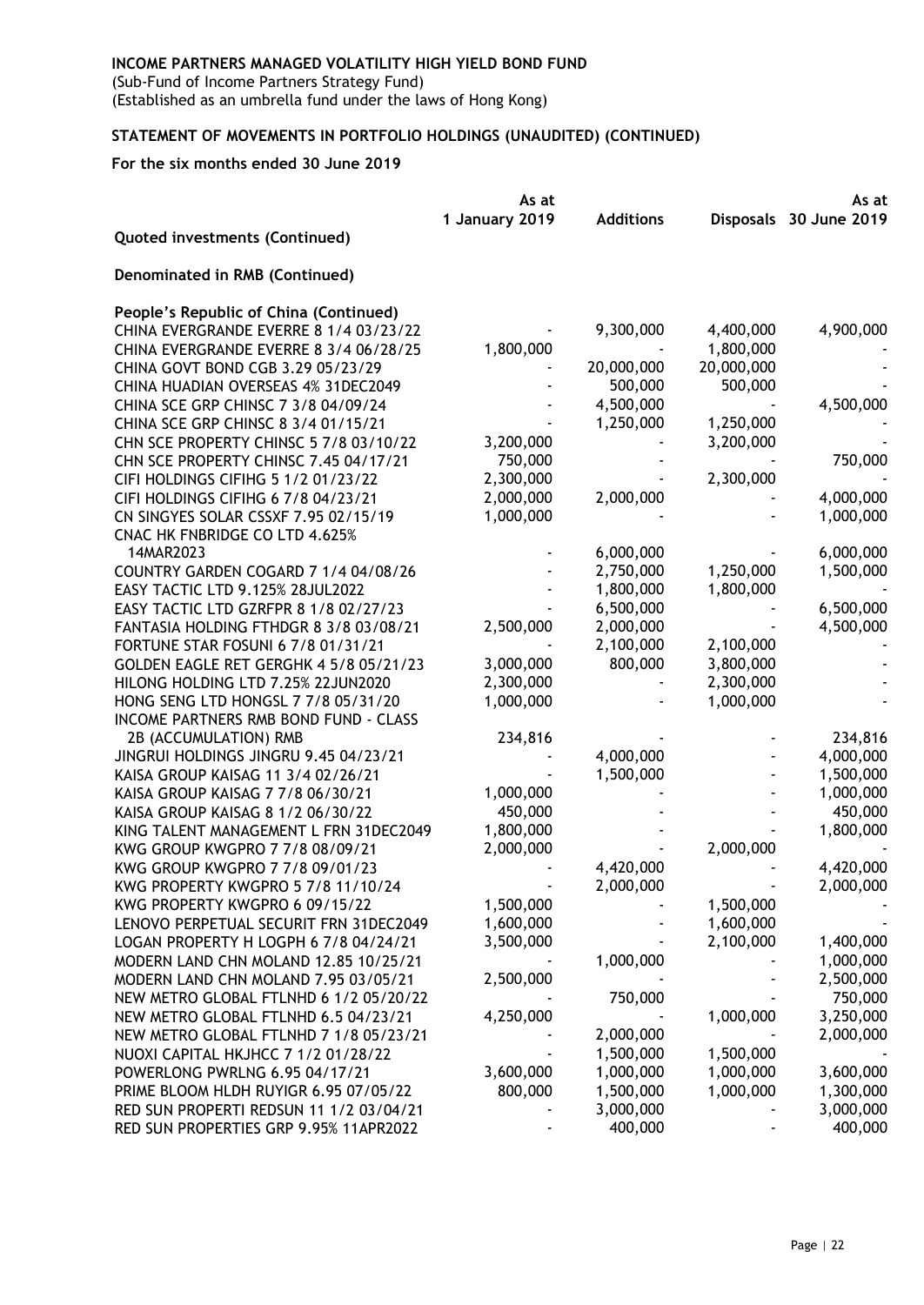**INCOME PARTNERS MANAGED VOLATILITY HIGH YIELD BOND FUND**
(Sub-Fund of Income Partners Strategy Fund)
(Established as an umbrella fund under the laws of Hong Kong)

## STATEMENT OF MOVEMENTS IN PORTFOLIO HOLDINGS (UNAUDITED) (CONTINUED)

**For the six months ended 30 June 2019**

| | As at 1 January 2019 | Additions | Disposals | As at 30 June 2019 |
|---|---|---|---|---|
| **Quoted investments (Continued)** | | | | |
| **Denominated in RMB (Continued)** | | | | |
| **People's Republic of China (Continued)** | | | | |
| CHINA EVERGRANDE EVERRE 8 1/4 03/23/22 | - | 9,300,000 | 4,400,000 | 4,900,000 |
| CHINA EVERGRANDE EVERRE 8 3/4 06/28/25 | 1,800,000 | - | 1,800,000 | - |
| CHINA GOVT BOND CGB 3.29 05/23/29 | - | 20,000,000 | 20,000,000 | - |
| CHINA HUADIAN OVERSEAS 4% 31DEC2049 | - | 500,000 | 500,000 | - |
| CHINA SCE GRP CHINSC 7 3/8 04/09/24 | - | 4,500,000 | - | 4,500,000 |
| CHINA SCE GRP CHINSC 8 3/4 01/15/21 | - | 1,250,000 | 1,250,000 | - |
| CHN SCE PROPERTY CHINSC 5 7/8 03/10/22 | 3,200,000 | - | 3,200,000 | - |
| CHN SCE PROPERTY CHINSC 7.45 04/17/21 | 750,000 | - | - | 750,000 |
| CIFI HOLDINGS CIFIHG 5 1/2 01/23/22 | 2,300,000 | - | 2,300,000 | - |
| CIFI HOLDINGS CIFIHG 6 7/8 04/23/21 | 2,000,000 | 2,000,000 | - | 4,000,000 |
| CN SINGYES SOLAR CSSXF 7.95 02/15/19 | 1,000,000 | - | - | 1,000,000 |
| CNAC HK FNBRIDGE CO LTD 4.625% 14MAR2023 | - | 6,000,000 | - | 6,000,000 |
| COUNTRY GARDEN COGARD 7 1/4 04/08/26 | - | 2,750,000 | 1,250,000 | 1,500,000 |
| EASY TACTIC LTD 9.125% 28JUL2022 | - | 1,800,000 | 1,800,000 | - |
| EASY TACTIC LTD GZRFPR 8 1/8 02/27/23 | - | 6,500,000 | - | 6,500,000 |
| FANTASIA HOLDING FTHDGR 8 3/8 03/08/21 | 2,500,000 | 2,000,000 | - | 4,500,000 |
| FORTUNE STAR FOSUNI 6 7/8 01/31/21 | - | 2,100,000 | 2,100,000 | - |
| GOLDEN EAGLE RET GERGHK 4 5/8 05/21/23 | 3,000,000 | 800,000 | 3,800,000 | - |
| HILONG HOLDING LTD 7.25% 22JUN2020 | 2,300,000 | - | 2,300,000 | - |
| HONG SENG LTD HONGSL 7 7/8 05/31/20 | 1,000,000 | - | 1,000,000 | - |
| INCOME PARTNERS RMB BOND FUND - CLASS 2B (ACCUMULATION) RMB | 234,816 | - | - | 234,816 |
| JINGRUI HOLDINGS JINGRU 9.45 04/23/21 | - | 4,000,000 | - | 4,000,000 |
| KAISA GROUP KAISAG 11 3/4 02/26/21 | - | 1,500,000 | - | 1,500,000 |
| KAISA GROUP KAISAG 7 7/8 06/30/21 | 1,000,000 | - | - | 1,000,000 |
| KAISA GROUP KAISAG 8 1/2 06/30/22 | 450,000 | - | - | 450,000 |
| KING TALENT MANAGEMENT L FRN 31DEC2049 | 1,800,000 | - | - | 1,800,000 |
| KWG GROUP KWGPRO 7 7/8 08/09/21 | 2,000,000 | - | 2,000,000 | - |
| KWG GROUP KWGPRO 7 7/8 09/01/23 | - | 4,420,000 | - | 4,420,000 |
| KWG PROPERTY KWGPRO 5 7/8 11/10/24 | - | 2,000,000 | - | 2,000,000 |
| KWG PROPERTY KWGPRO 6 09/15/22 | 1,500,000 | - | 1,500,000 | - |
| LENOVO PERPETUAL SECURIT FRN 31DEC2049 | 1,600,000 | - | 1,600,000 | - |
| LOGAN PROPERTY H LOGPH 6 7/8 04/24/21 | 3,500,000 | - | 2,100,000 | 1,400,000 |
| MODERN LAND CHN MOLAND 12.85 10/25/21 | - | 1,000,000 | - | 1,000,000 |
| MODERN LAND CHN MOLAND 7.95 03/05/21 | 2,500,000 | - | - | 2,500,000 |
| NEW METRO GLOBAL FTLNHD 6 1/2 05/20/22 | - | 750,000 | - | 750,000 |
| NEW METRO GLOBAL FTLNHD 6.5 04/23/21 | 4,250,000 | - | 1,000,000 | 3,250,000 |
| NEW METRO GLOBAL FTLNHD 7 1/8 05/23/21 | - | 2,000,000 | - | 2,000,000 |
| NUOXI CAPITAL HKJHCC 7 1/2 01/28/22 | - | 1,500,000 | 1,500,000 | - |
| POWERLONG PWRLNG 6.95 04/17/21 | 3,600,000 | 1,000,000 | 1,000,000 | 3,600,000 |
| PRIME BLOOM HLDH RUYIGR 6.95 07/05/22 | 800,000 | 1,500,000 | 1,000,000 | 1,300,000 |
| RED SUN PROPERTI REDSUN 11 1/2 03/04/21 | - | 3,000,000 | - | 3,000,000 |
| RED SUN PROPERTIES GRP 9.95% 11APR2022 | - | 400,000 | - | 400,000 |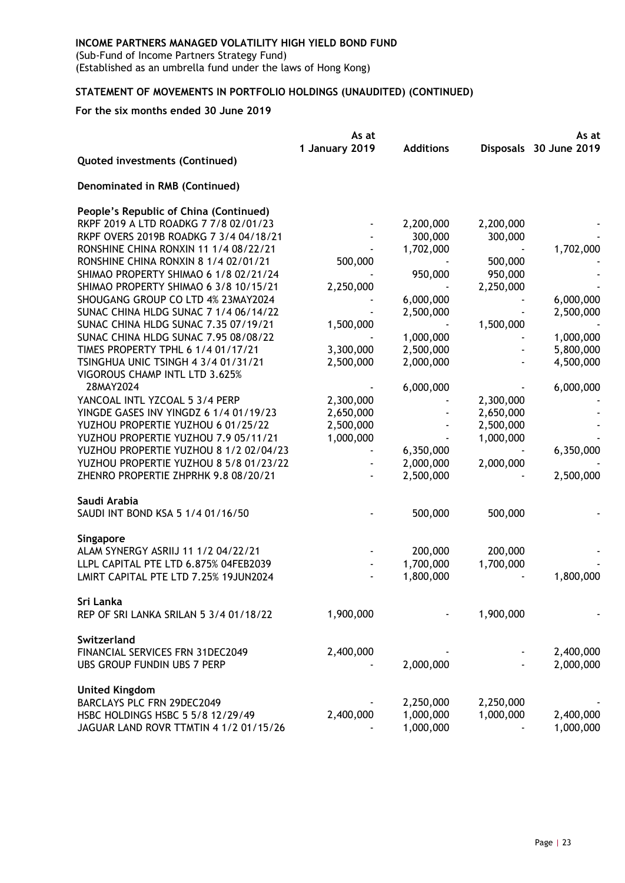**INCOME PARTNERS MANAGED VOLATILITY HIGH YIELD BOND FUND**

(Sub-Fund of Income Partners Strategy Fund)
(Established as an umbrella fund under the laws of Hong Kong)

**STATEMENT OF MOVEMENTS IN PORTFOLIO HOLDINGS (UNAUDITED) (CONTINUED)**

**For the six months ended 30 June 2019**

| | As at 1 January 2019 | Additions | Disposals | As at 30 June 2019 |
|---|---|---|---|---|
| **Quoted investments (Continued)** | | | | |
| **Denominated in RMB (Continued)** | | | | |
| **People's Republic of China (Continued)** | | | | |
| RKPF 2019 A LTD ROADKG 7 7/8 02/01/23 | - | 2,200,000 | 2,200,000 | - |
| RKPF OVERS 2019B ROADKG 7 3/4 04/18/21 | - | 300,000 | 300,000 | - |
| RONSHINE CHINA RONXIN 11 1/4 08/22/21 | - | 1,702,000 | - | 1,702,000 |
| RONSHINE CHINA RONXIN 8 1/4 02/01/21 | 500,000 | - | 500,000 | - |
| SHIMAO PROPERTY SHIMAO 6 1/8 02/21/24 | - | 950,000 | 950,000 | - |
| SHIMAO PROPERTY SHIMAO 6 3/8 10/15/21 | 2,250,000 | - | 2,250,000 | - |
| SHOUGANG GROUP CO LTD 4% 23MAY2024 | - | 6,000,000 | - | 6,000,000 |
| SUNAC CHINA HLDG SUNAC 7 1/4 06/14/22 | - | 2,500,000 | - | 2,500,000 |
| SUNAC CHINA HLDG SUNAC 7.35 07/19/21 | 1,500,000 | - | 1,500,000 | - |
| SUNAC CHINA HLDG SUNAC 7.95 08/08/22 | - | 1,000,000 | - | 1,000,000 |
| TIMES PROPERTY TPHL 6 1/4 01/17/21 | 3,300,000 | 2,500,000 | - | 5,800,000 |
| TSINGHUA UNIC TSINGH 4 3/4 01/31/21 | 2,500,000 | 2,000,000 | - | 4,500,000 |
| VIGOROUS CHAMP INTL LTD 3.625% 28MAY2024 | - | 6,000,000 | - | 6,000,000 |
| YANCOAL INTL YZCOAL 5 3/4 PERP | 2,300,000 | - | 2,300,000 | - |
| YINGDE GASES INV YINGDZ 6 1/4 01/19/23 | 2,650,000 | - | 2,650,000 | - |
| YUZHOU PROPERTIE YUZHOU 6 01/25/22 | 2,500,000 | - | 2,500,000 | - |
| YUZHOU PROPERTIE YUZHOU 7.9 05/11/21 | 1,000,000 | - | 1,000,000 | - |
| YUZHOU PROPERTIE YUZHOU 8 1/2 02/04/23 | - | 6,350,000 | - | 6,350,000 |
| YUZHOU PROPERTIE YUZHOU 8 5/8 01/23/22 | - | 2,000,000 | 2,000,000 | - |
| ZHENRO PROPERTIE ZHPRHK 9.8 08/20/21 | - | 2,500,000 | - | 2,500,000 |
| **Saudi Arabia** | | | | |
| SAUDI INT BOND KSA 5 1/4 01/16/50 | - | 500,000 | 500,000 | - |
| **Singapore** | | | | |
| ALAM SYNERGY ASRIIJ 11 1/2 04/22/21 | - | 200,000 | 200,000 | - |
| LLPL CAPITAL PTE LTD 6.875% 04FEB2039 | - | 1,700,000 | 1,700,000 | - |
| LMIRT CAPITAL PTE LTD 7.25% 19JUN2024 | - | 1,800,000 | - | 1,800,000 |
| **Sri Lanka** | | | | |
| REP OF SRI LANKA SRILAN 5 3/4 01/18/22 | 1,900,000 | - | 1,900,000 | - |
| **Switzerland** | | | | |
| FINANCIAL SERVICES FRN 31DEC2049 | 2,400,000 | - | - | 2,400,000 |
| UBS GROUP FUNDIN UBS 7 PERP | - | 2,000,000 | - | 2,000,000 |
| **United Kingdom** | | | | |
| BARCLAYS PLC FRN 29DEC2049 | - | 2,250,000 | 2,250,000 | - |
| HSBC HOLDINGS HSBC 5 5/8 12/29/49 | 2,400,000 | 1,000,000 | 1,000,000 | 2,400,000 |
| JAGUAR LAND ROVR TTMTIN 4 1/2 01/15/26 | - | 1,000,000 | - | 1,000,000 |